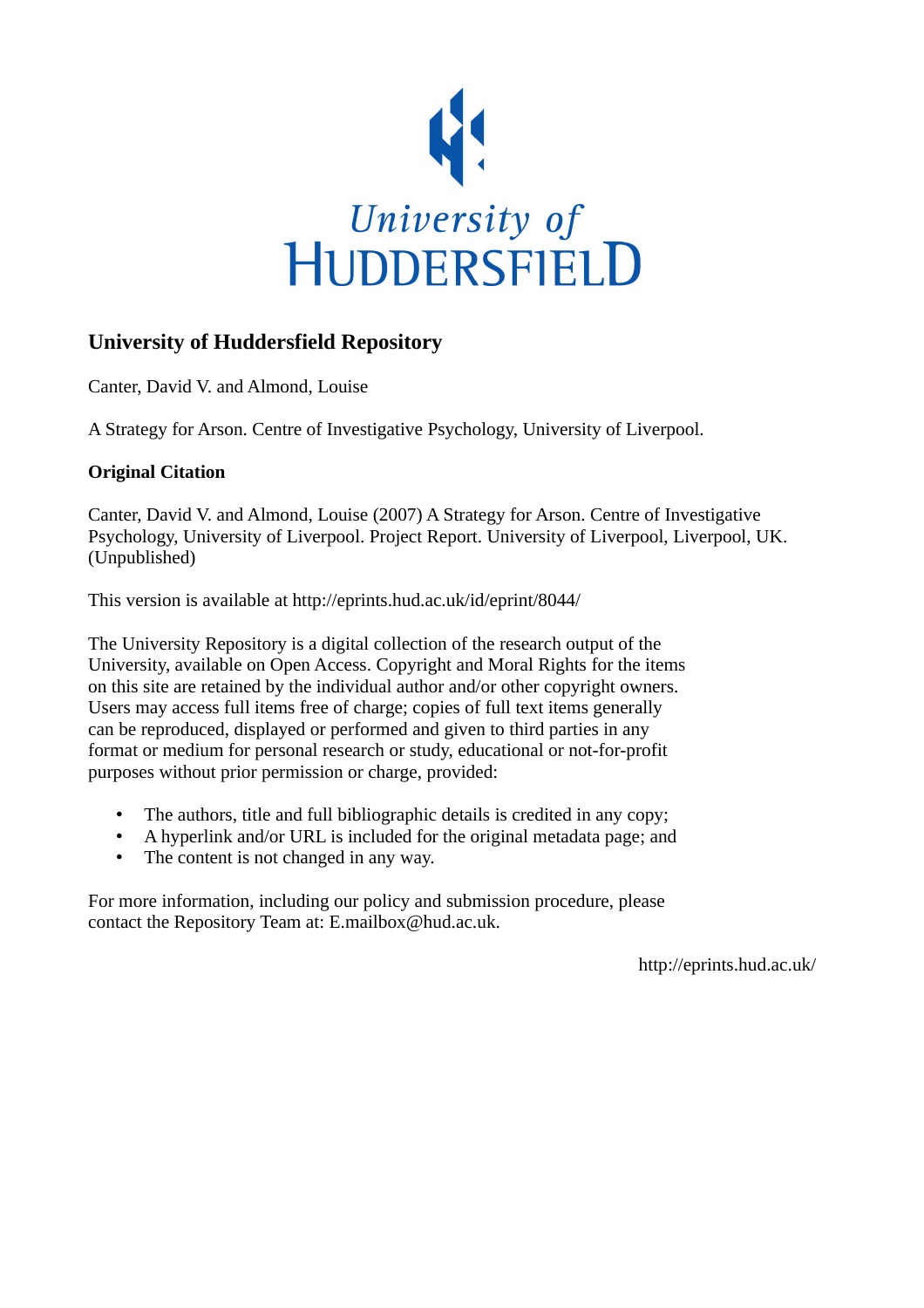University of Huddersfield

# University of Huddersfield Repository

Canter, David V. and Almond, Louise

A Strategy for Arson. Centre of Investigative Psychology, University of Liverpool.

**Original Citation**

Canter, David V. and Almond, Louise (2007) A Strategy for Arson. Centre of Investigative Psychology, University of Liverpool. Project Report. University of Liverpool, Liverpool, UK. (Unpublished)

This version is available at http://eprints.hud.ac.uk/id/eprint/8044/

The University Repository is a digital collection of the research output of the University, available on Open Access. Copyright and Moral Rights for the items on this site are retained by the individual author and/or other copyright owners. Users may access full items free of charge; copies of full text items generally can be reproduced, displayed or performed and given to third parties in any format or medium for personal research or study, educational or not-for-profit purposes without prior permission or charge, provided:

- The authors, title and full bibliographic details is credited in any copy;
- A hyperlink and/or URL is included for the original metadata page; and
- The content is not changed in any way.

For more information, including our policy and submission procedure, please contact the Repository Team at: E.mailbox@hud.ac.uk.

http://eprints.hud.ac.uk/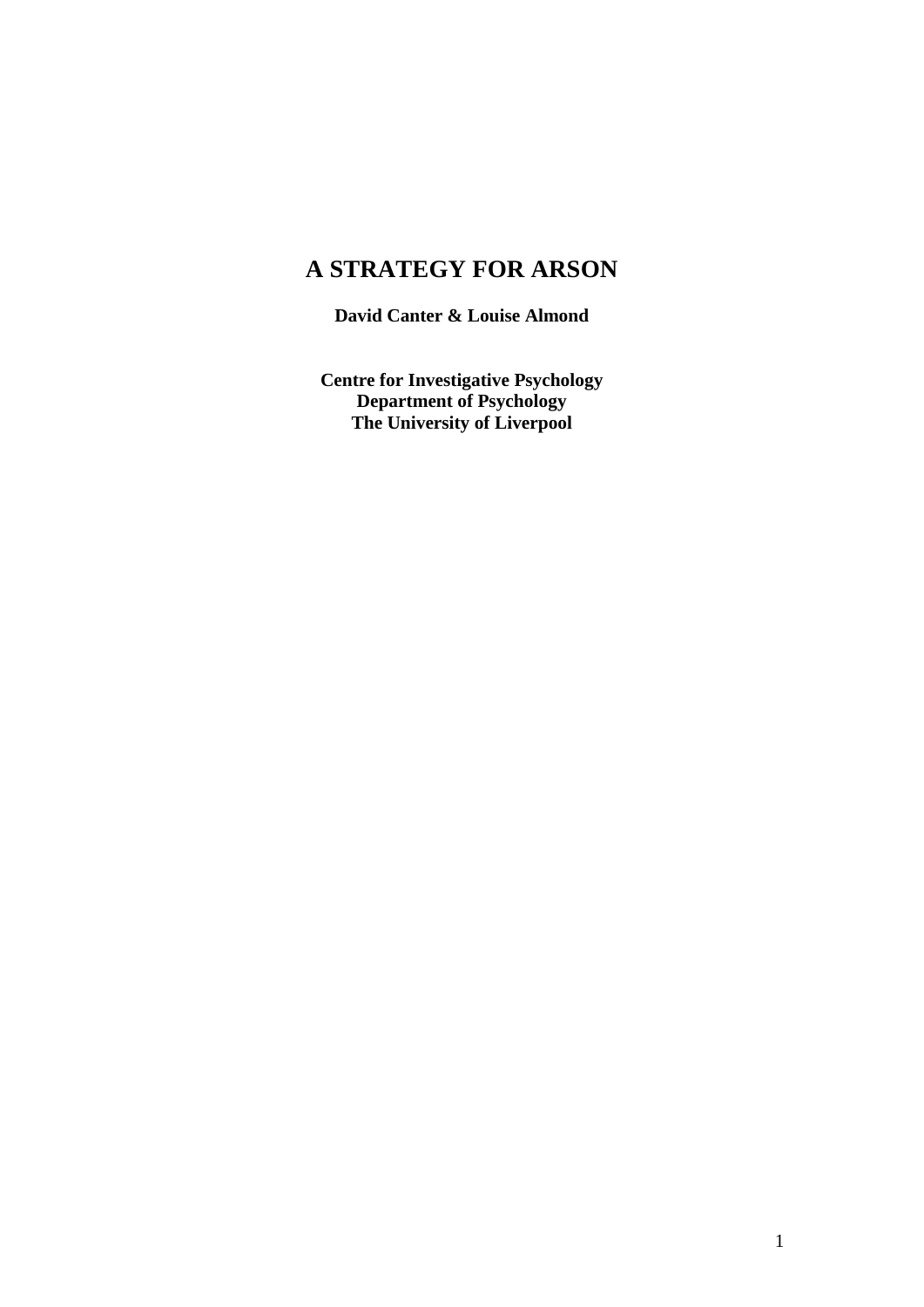# A STRATEGY FOR ARSON

**David Canter & Louise Almond**

**Centre for Investigative Psychology**
**Department of Psychology**
**The University of Liverpool**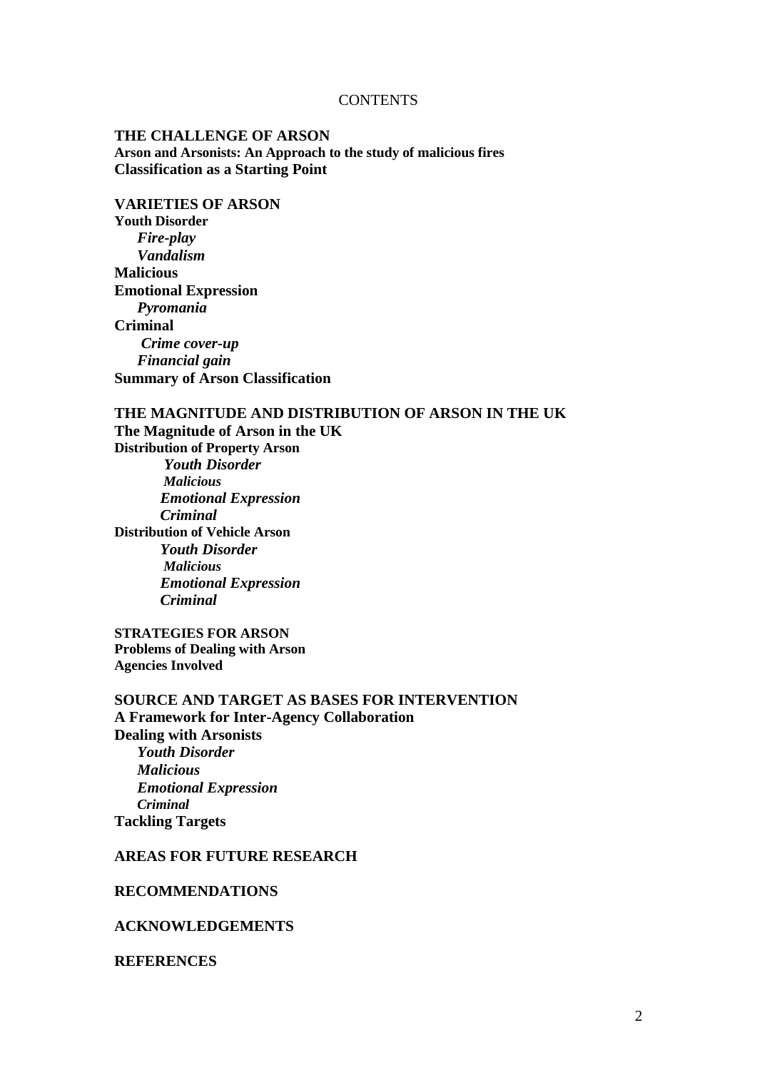CONTENTS

**THE CHALLENGE OF ARSON**
**Arson and Arsonists: An Approach to the study of malicious fires**
**Classification as a Starting Point**

**VARIETIES OF ARSON**
**Youth Disorder**
- ***Fire-play***
- ***Vandalism***

**Malicious**
**Emotional Expression**
- ***Pyromania***

**Criminal**
- ***Crime cover-up***
- ***Financial gain***

**Summary of Arson Classification**

**THE MAGNITUDE AND DISTRIBUTION OF ARSON IN THE UK**
**The Magnitude of Arson in the UK**
**Distribution of Property Arson**
- ***Youth Disorder***
- ***Malicious***
- ***Emotional Expression***
- ***Criminal***

**Distribution of Vehicle Arson**
- ***Youth Disorder***
- ***Malicious***
- ***Emotional Expression***
- ***Criminal***

**STRATEGIES FOR ARSON**
**Problems of Dealing with Arson**
**Agencies Involved**

**SOURCE AND TARGET AS BASES FOR INTERVENTION**
**A Framework for Inter-Agency Collaboration**
**Dealing with Arsonists**
- ***Youth Disorder***
- ***Malicious***
- ***Emotional Expression***
- ***Criminal***

**Tackling Targets**

**AREAS FOR FUTURE RESEARCH**

**RECOMMENDATIONS**

**ACKNOWLEDGEMENTS**

**REFERENCES**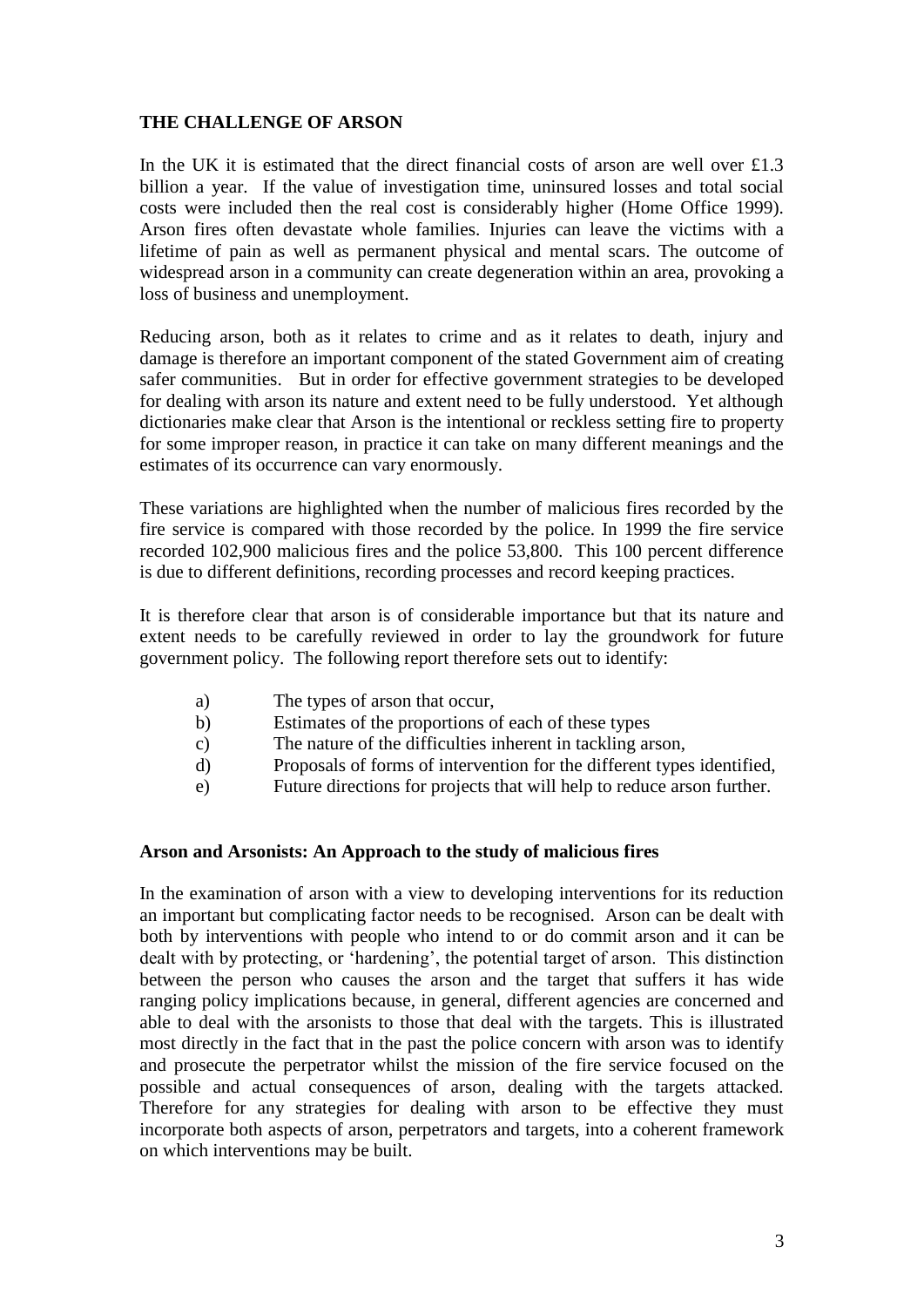## THE CHALLENGE OF ARSON

In the UK it is estimated that the direct financial costs of arson are well over £1.3 billion a year. If the value of investigation time, uninsured losses and total social costs were included then the real cost is considerably higher (Home Office 1999). Arson fires often devastate whole families. Injuries can leave the victims with a lifetime of pain as well as permanent physical and mental scars. The outcome of widespread arson in a community can create degeneration within an area, provoking a loss of business and unemployment.

Reducing arson, both as it relates to crime and as it relates to death, injury and damage is therefore an important component of the stated Government aim of creating safer communities. But in order for effective government strategies to be developed for dealing with arson its nature and extent need to be fully understood. Yet although dictionaries make clear that Arson is the intentional or reckless setting fire to property for some improper reason, in practice it can take on many different meanings and the estimates of its occurrence can vary enormously.

These variations are highlighted when the number of malicious fires recorded by the fire service is compared with those recorded by the police. In 1999 the fire service recorded 102,900 malicious fires and the police 53,800. This 100 percent difference is due to different definitions, recording processes and record keeping practices.

It is therefore clear that arson is of considerable importance but that its nature and extent needs to be carefully reviewed in order to lay the groundwork for future government policy. The following report therefore sets out to identify:

a) The types of arson that occur,
b) Estimates of the proportions of each of these types
c) The nature of the difficulties inherent in tackling arson,
d) Proposals of forms of intervention for the different types identified,
e) Future directions for projects that will help to reduce arson further.

### Arson and Arsonists: An Approach to the study of malicious fires

In the examination of arson with a view to developing interventions for its reduction an important but complicating factor needs to be recognised. Arson can be dealt with both by interventions with people who intend to or do commit arson and it can be dealt with by protecting, or 'hardening', the potential target of arson. This distinction between the person who causes the arson and the target that suffers it has wide ranging policy implications because, in general, different agencies are concerned and able to deal with the arsonists to those that deal with the targets. This is illustrated most directly in the fact that in the past the police concern with arson was to identify and prosecute the perpetrator whilst the mission of the fire service focused on the possible and actual consequences of arson, dealing with the targets attacked. Therefore for any strategies for dealing with arson to be effective they must incorporate both aspects of arson, perpetrators and targets, into a coherent framework on which interventions may be built.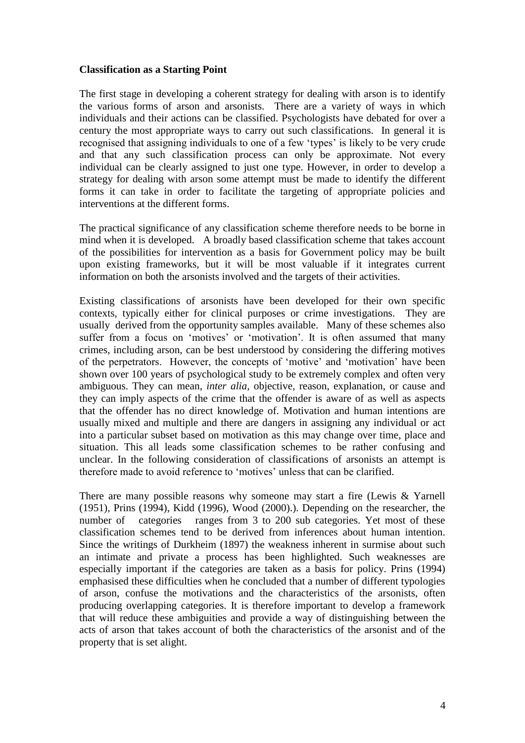**Classification as a Starting Point**

The first stage in developing a coherent strategy for dealing with arson is to identify the various forms of arson and arsonists. There are a variety of ways in which individuals and their actions can be classified. Psychologists have debated for over a century the most appropriate ways to carry out such classifications. In general it is recognised that assigning individuals to one of a few 'types' is likely to be very crude and that any such classification process can only be approximate. Not every individual can be clearly assigned to just one type. However, in order to develop a strategy for dealing with arson some attempt must be made to identify the different forms it can take in order to facilitate the targeting of appropriate policies and interventions at the different forms.

The practical significance of any classification scheme therefore needs to be borne in mind when it is developed. A broadly based classification scheme that takes account of the possibilities for intervention as a basis for Government policy may be built upon existing frameworks, but it will be most valuable if it integrates current information on both the arsonists involved and the targets of their activities.

Existing classifications of arsonists have been developed for their own specific contexts, typically either for clinical purposes or crime investigations. They are usually derived from the opportunity samples available. Many of these schemes also suffer from a focus on 'motives' or 'motivation'. It is often assumed that many crimes, including arson, can be best understood by considering the differing motives of the perpetrators. However, the concepts of 'motive' and 'motivation' have been shown over 100 years of psychological study to be extremely complex and often very ambiguous. They can mean, *inter alia*, objective, reason, explanation, or cause and they can imply aspects of the crime that the offender is aware of as well as aspects that the offender has no direct knowledge of. Motivation and human intentions are usually mixed and multiple and there are dangers in assigning any individual or act into a particular subset based on motivation as this may change over time, place and situation. This all leads some classification schemes to be rather confusing and unclear. In the following consideration of classifications of arsonists an attempt is therefore made to avoid reference to 'motives' unless that can be clarified.

There are many possible reasons why someone may start a fire (Lewis & Yarnell (1951), Prins (1994), Kidd (1996), Wood (2000).). Depending on the researcher, the number of categories ranges from 3 to 200 sub categories. Yet most of these classification schemes tend to be derived from inferences about human intention. Since the writings of Durkheim (1897) the weakness inherent in surmise about such an intimate and private a process has been highlighted. Such weaknesses are especially important if the categories are taken as a basis for policy. Prins (1994) emphasised these difficulties when he concluded that a number of different typologies of arson, confuse the motivations and the characteristics of the arsonists, often producing overlapping categories. It is therefore important to develop a framework that will reduce these ambiguities and provide a way of distinguishing between the acts of arson that takes account of both the characteristics of the arsonist and of the property that is set alight.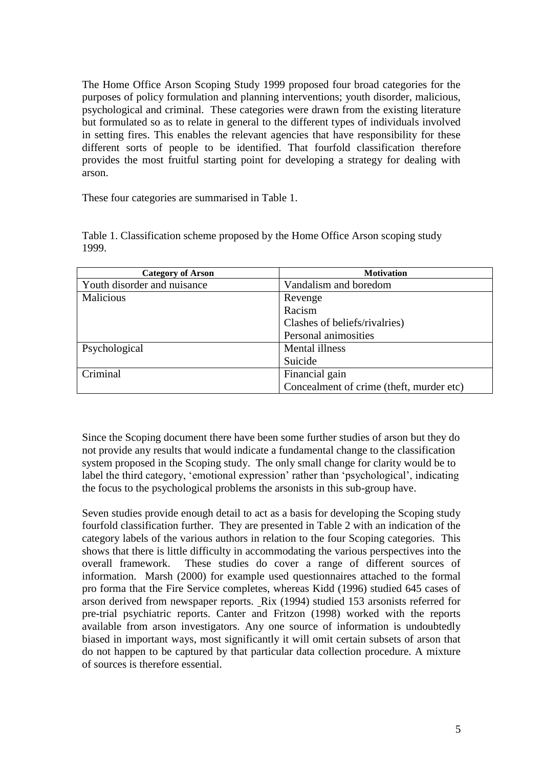The Home Office Arson Scoping Study 1999 proposed four broad categories for the purposes of policy formulation and planning interventions; youth disorder, malicious, psychological and criminal. These categories were drawn from the existing literature but formulated so as to relate in general to the different types of individuals involved in setting fires. This enables the relevant agencies that have responsibility for these different sorts of people to be identified. That fourfold classification therefore provides the most fruitful starting point for developing a strategy for dealing with arson.

These four categories are summarised in Table 1.

Table 1. Classification scheme proposed by the Home Office Arson scoping study 1999.

| Category of Arson | Motivation |
|---|---|
| Youth disorder and nuisance | Vandalism and boredom |
| Malicious | Revenge<br>Racism<br>Clashes of beliefs/rivalries)<br>Personal animosities |
| Psychological | Mental illness<br>Suicide |
| Criminal | Financial gain<br>Concealment of crime (theft, murder etc) |

Since the Scoping document there have been some further studies of arson but they do not provide any results that would indicate a fundamental change to the classification system proposed in the Scoping study. The only small change for clarity would be to label the third category, 'emotional expression' rather than 'psychological', indicating the focus to the psychological problems the arsonists in this sub-group have.

Seven studies provide enough detail to act as a basis for developing the Scoping study fourfold classification further. They are presented in Table 2 with an indication of the category labels of the various authors in relation to the four Scoping categories. This shows that there is little difficulty in accommodating the various perspectives into the overall framework. These studies do cover a range of different sources of information. Marsh (2000) for example used questionnaires attached to the formal pro forma that the Fire Service completes, whereas Kidd (1996) studied 645 cases of arson derived from newspaper reports. Rix (1994) studied 153 arsonists referred for pre-trial psychiatric reports. Canter and Fritzon (1998) worked with the reports available from arson investigators. Any one source of information is undoubtedly biased in important ways, most significantly it will omit certain subsets of arson that do not happen to be captured by that particular data collection procedure. A mixture of sources is therefore essential.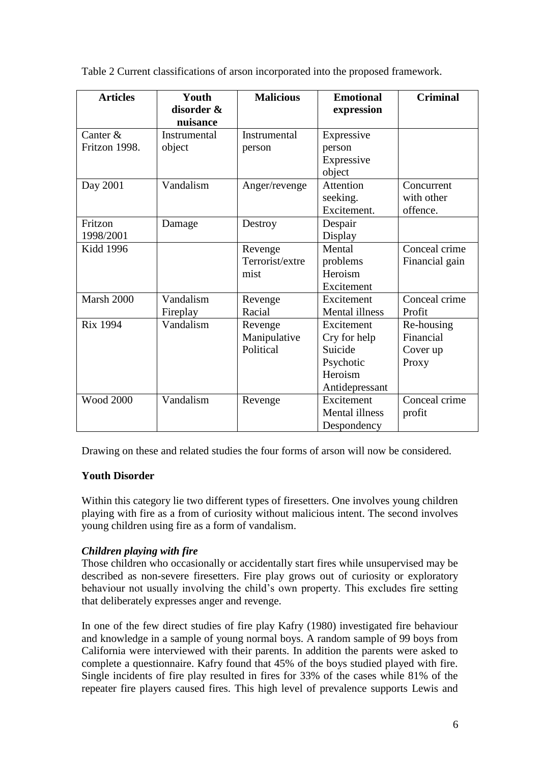Table 2 Current classifications of arson incorporated into the proposed framework.

| Articles | Youth disorder & nuisance | Malicious | Emotional expression | Criminal |
|---|---|---|---|---|
| Canter & Fritzon 1998. | Instrumental object | Instrumental person | Expressive person Expressive object | |
| Day 2001 | Vandalism | Anger/revenge | Attention seeking. Excitement. | Concurrent with other offence. |
| Fritzon 1998/2001 | Damage | Destroy | Despair Display | |
| Kidd 1996 | | Revenge Terrorist/extremist | Mental problems Heroism Excitement | Conceal crime Financial gain |
| Marsh 2000 | Vandalism Fireplay | Revenge Racial | Excitement Mental illness | Conceal crime Profit |
| Rix 1994 | Vandalism | Revenge Manipulative Political | Excitement Cry for help Suicide Psychotic Heroism Antidepressant | Re-housing Financial Cover up Proxy |
| Wood 2000 | Vandalism | Revenge | Excitement Mental illness Despondency | Conceal crime profit |

Drawing on these and related studies the four forms of arson will now be considered.

**Youth Disorder**

Within this category lie two different types of firesetters. One involves young children playing with fire as a from of curiosity without malicious intent. The second involves young children using fire as a form of vandalism.

***Children playing with fire***

Those children who occasionally or accidentally start fires while unsupervised may be described as non-severe firesetters. Fire play grows out of curiosity or exploratory behaviour not usually involving the child's own property. This excludes fire setting that deliberately expresses anger and revenge.

In one of the few direct studies of fire play Kafry (1980) investigated fire behaviour and knowledge in a sample of young normal boys. A random sample of 99 boys from California were interviewed with their parents. In addition the parents were asked to complete a questionnaire. Kafry found that 45% of the boys studied played with fire. Single incidents of fire play resulted in fires for 33% of the cases while 81% of the repeater fire players caused fires. This high level of prevalence supports Lewis and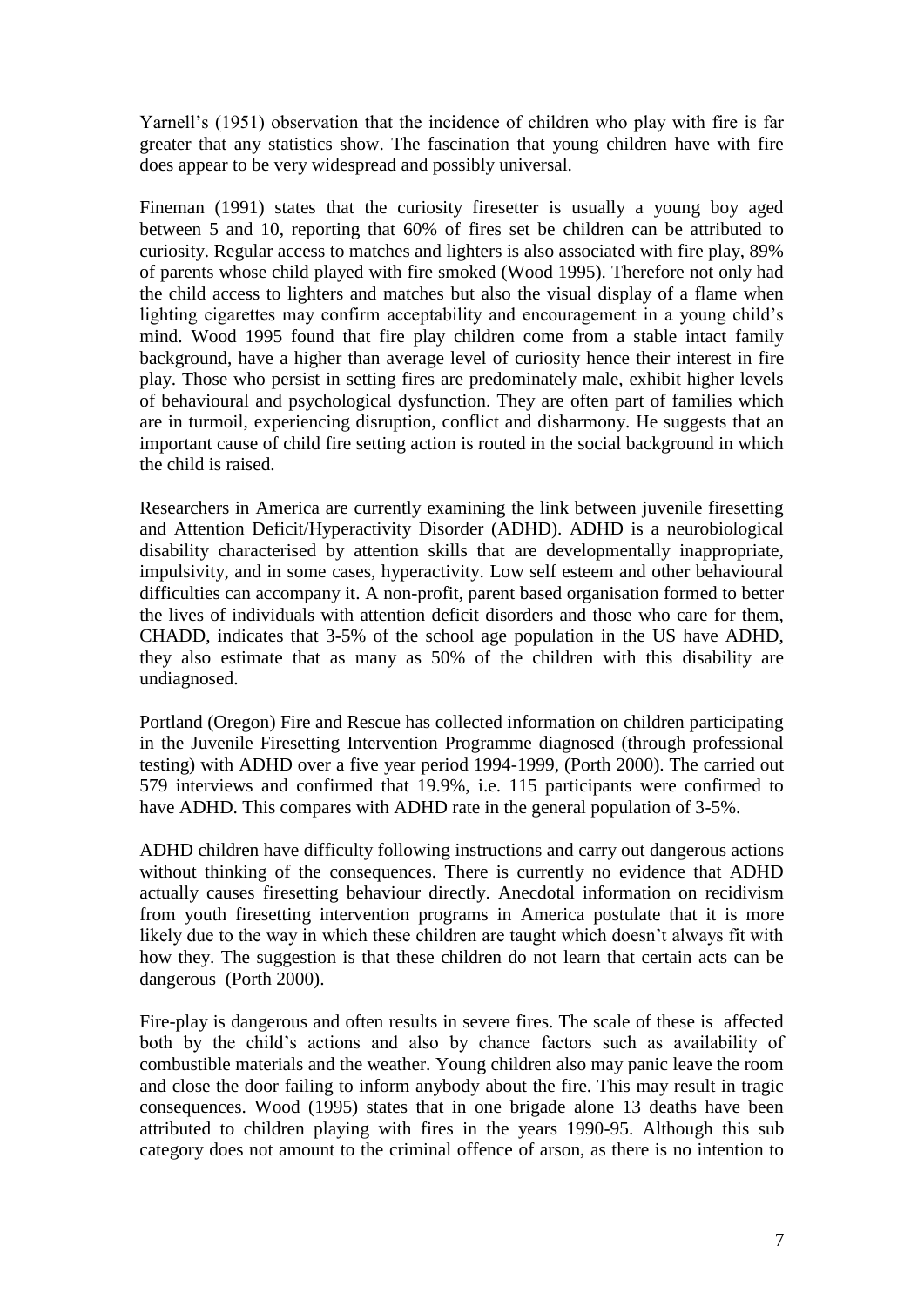Yarnell's (1951) observation that the incidence of children who play with fire is far greater that any statistics show. The fascination that young children have with fire does appear to be very widespread and possibly universal.

Fineman (1991) states that the curiosity firesetter is usually a young boy aged between 5 and 10, reporting that 60% of fires set be children can be attributed to curiosity. Regular access to matches and lighters is also associated with fire play, 89% of parents whose child played with fire smoked (Wood 1995). Therefore not only had the child access to lighters and matches but also the visual display of a flame when lighting cigarettes may confirm acceptability and encouragement in a young child's mind. Wood 1995 found that fire play children come from a stable intact family background, have a higher than average level of curiosity hence their interest in fire play. Those who persist in setting fires are predominately male, exhibit higher levels of behavioural and psychological dysfunction. They are often part of families which are in turmoil, experiencing disruption, conflict and disharmony. He suggests that an important cause of child fire setting action is routed in the social background in which the child is raised.

Researchers in America are currently examining the link between juvenile firesetting and Attention Deficit/Hyperactivity Disorder (ADHD). ADHD is a neurobiological disability characterised by attention skills that are developmentally inappropriate, impulsivity, and in some cases, hyperactivity. Low self esteem and other behavioural difficulties can accompany it. A non-profit, parent based organisation formed to better the lives of individuals with attention deficit disorders and those who care for them, CHADD, indicates that 3-5% of the school age population in the US have ADHD, they also estimate that as many as 50% of the children with this disability are undiagnosed.

Portland (Oregon) Fire and Rescue has collected information on children participating in the Juvenile Firesetting Intervention Programme diagnosed (through professional testing) with ADHD over a five year period 1994-1999, (Porth 2000). The carried out 579 interviews and confirmed that 19.9%, i.e. 115 participants were confirmed to have ADHD. This compares with ADHD rate in the general population of 3-5%.

ADHD children have difficulty following instructions and carry out dangerous actions without thinking of the consequences. There is currently no evidence that ADHD actually causes firesetting behaviour directly. Anecdotal information on recidivism from youth firesetting intervention programs in America postulate that it is more likely due to the way in which these children are taught which doesn't always fit with how they. The suggestion is that these children do not learn that certain acts can be dangerous (Porth 2000).

Fire-play is dangerous and often results in severe fires. The scale of these is affected both by the child's actions and also by chance factors such as availability of combustible materials and the weather. Young children also may panic leave the room and close the door failing to inform anybody about the fire. This may result in tragic consequences. Wood (1995) states that in one brigade alone 13 deaths have been attributed to children playing with fires in the years 1990-95. Although this sub category does not amount to the criminal offence of arson, as there is no intention to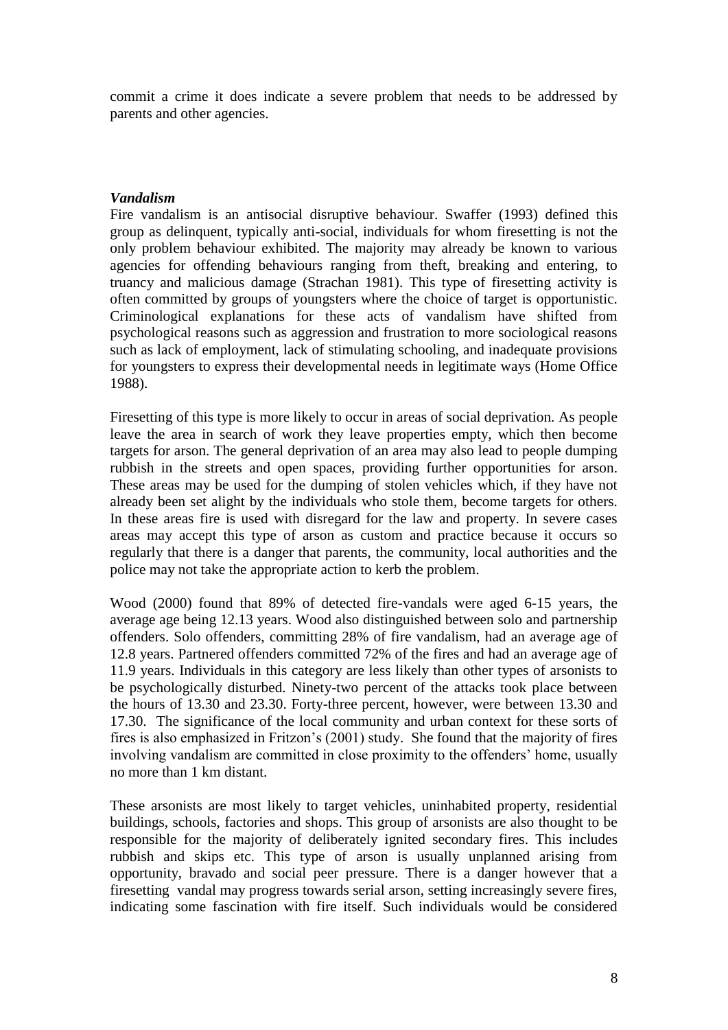commit a crime it does indicate a severe problem that needs to be addressed by parents and other agencies.

### *Vandalism*

Fire vandalism is an antisocial disruptive behaviour. Swaffer (1993) defined this group as delinquent, typically anti-social, individuals for whom firesetting is not the only problem behaviour exhibited. The majority may already be known to various agencies for offending behaviours ranging from theft, breaking and entering, to truancy and malicious damage (Strachan 1981). This type of firesetting activity is often committed by groups of youngsters where the choice of target is opportunistic. Criminological explanations for these acts of vandalism have shifted from psychological reasons such as aggression and frustration to more sociological reasons such as lack of employment, lack of stimulating schooling, and inadequate provisions for youngsters to express their developmental needs in legitimate ways (Home Office 1988).

Firesetting of this type is more likely to occur in areas of social deprivation. As people leave the area in search of work they leave properties empty, which then become targets for arson. The general deprivation of an area may also lead to people dumping rubbish in the streets and open spaces, providing further opportunities for arson. These areas may be used for the dumping of stolen vehicles which, if they have not already been set alight by the individuals who stole them, become targets for others. In these areas fire is used with disregard for the law and property. In severe cases areas may accept this type of arson as custom and practice because it occurs so regularly that there is a danger that parents, the community, local authorities and the police may not take the appropriate action to kerb the problem.

Wood (2000) found that 89% of detected fire-vandals were aged 6-15 years, the average age being 12.13 years. Wood also distinguished between solo and partnership offenders. Solo offenders, committing 28% of fire vandalism, had an average age of 12.8 years. Partnered offenders committed 72% of the fires and had an average age of 11.9 years. Individuals in this category are less likely than other types of arsonists to be psychologically disturbed. Ninety-two percent of the attacks took place between the hours of 13.30 and 23.30. Forty-three percent, however, were between 13.30 and 17.30. The significance of the local community and urban context for these sorts of fires is also emphasized in Fritzon's (2001) study. She found that the majority of fires involving vandalism are committed in close proximity to the offenders' home, usually no more than 1 km distant.

These arsonists are most likely to target vehicles, uninhabited property, residential buildings, schools, factories and shops. This group of arsonists are also thought to be responsible for the majority of deliberately ignited secondary fires. This includes rubbish and skips etc. This type of arson is usually unplanned arising from opportunity, bravado and social peer pressure. There is a danger however that a firesetting vandal may progress towards serial arson, setting increasingly severe fires, indicating some fascination with fire itself. Such individuals would be considered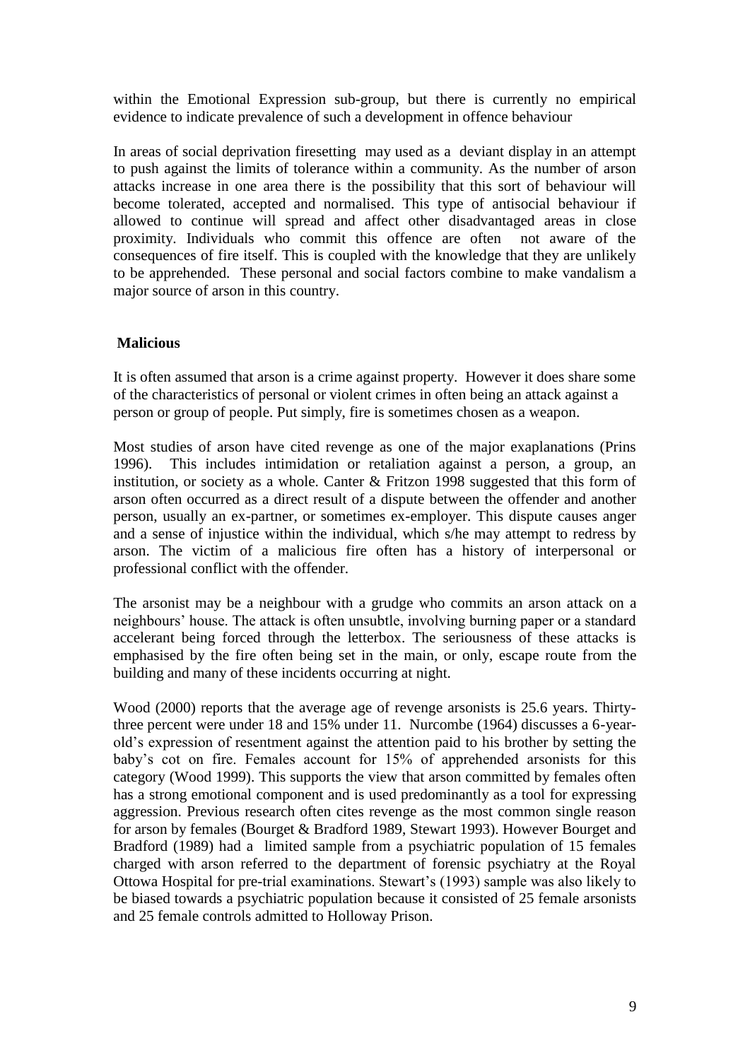within the Emotional Expression sub-group, but there is currently no empirical evidence to indicate prevalence of such a development in offence behaviour

In areas of social deprivation firesetting may used as a deviant display in an attempt to push against the limits of tolerance within a community. As the number of arson attacks increase in one area there is the possibility that this sort of behaviour will become tolerated, accepted and normalised. This type of antisocial behaviour if allowed to continue will spread and affect other disadvantaged areas in close proximity. Individuals who commit this offence are often not aware of the consequences of fire itself. This is coupled with the knowledge that they are unlikely to be apprehended. These personal and social factors combine to make vandalism a major source of arson in this country.

**Malicious**

It is often assumed that arson is a crime against property. However it does share some of the characteristics of personal or violent crimes in often being an attack against a person or group of people. Put simply, fire is sometimes chosen as a weapon.

Most studies of arson have cited revenge as one of the major exaplanations (Prins 1996). This includes intimidation or retaliation against a person, a group, an institution, or society as a whole. Canter & Fritzon 1998 suggested that this form of arson often occurred as a direct result of a dispute between the offender and another person, usually an ex-partner, or sometimes ex-employer. This dispute causes anger and a sense of injustice within the individual, which s/he may attempt to redress by arson. The victim of a malicious fire often has a history of interpersonal or professional conflict with the offender.

The arsonist may be a neighbour with a grudge who commits an arson attack on a neighbours' house. The attack is often unsubtle, involving burning paper or a standard accelerant being forced through the letterbox. The seriousness of these attacks is emphasised by the fire often being set in the main, or only, escape route from the building and many of these incidents occurring at night.

Wood (2000) reports that the average age of revenge arsonists is 25.6 years. Thirty-three percent were under 18 and 15% under 11. Nurcombe (1964) discusses a 6-year-old's expression of resentment against the attention paid to his brother by setting the baby's cot on fire. Females account for 15% of apprehended arsonists for this category (Wood 1999). This supports the view that arson committed by females often has a strong emotional component and is used predominantly as a tool for expressing aggression. Previous research often cites revenge as the most common single reason for arson by females (Bourget & Bradford 1989, Stewart 1993). However Bourget and Bradford (1989) had a limited sample from a psychiatric population of 15 females charged with arson referred to the department of forensic psychiatry at the Royal Ottowa Hospital for pre-trial examinations. Stewart's (1993) sample was also likely to be biased towards a psychiatric population because it consisted of 25 female arsonists and 25 female controls admitted to Holloway Prison.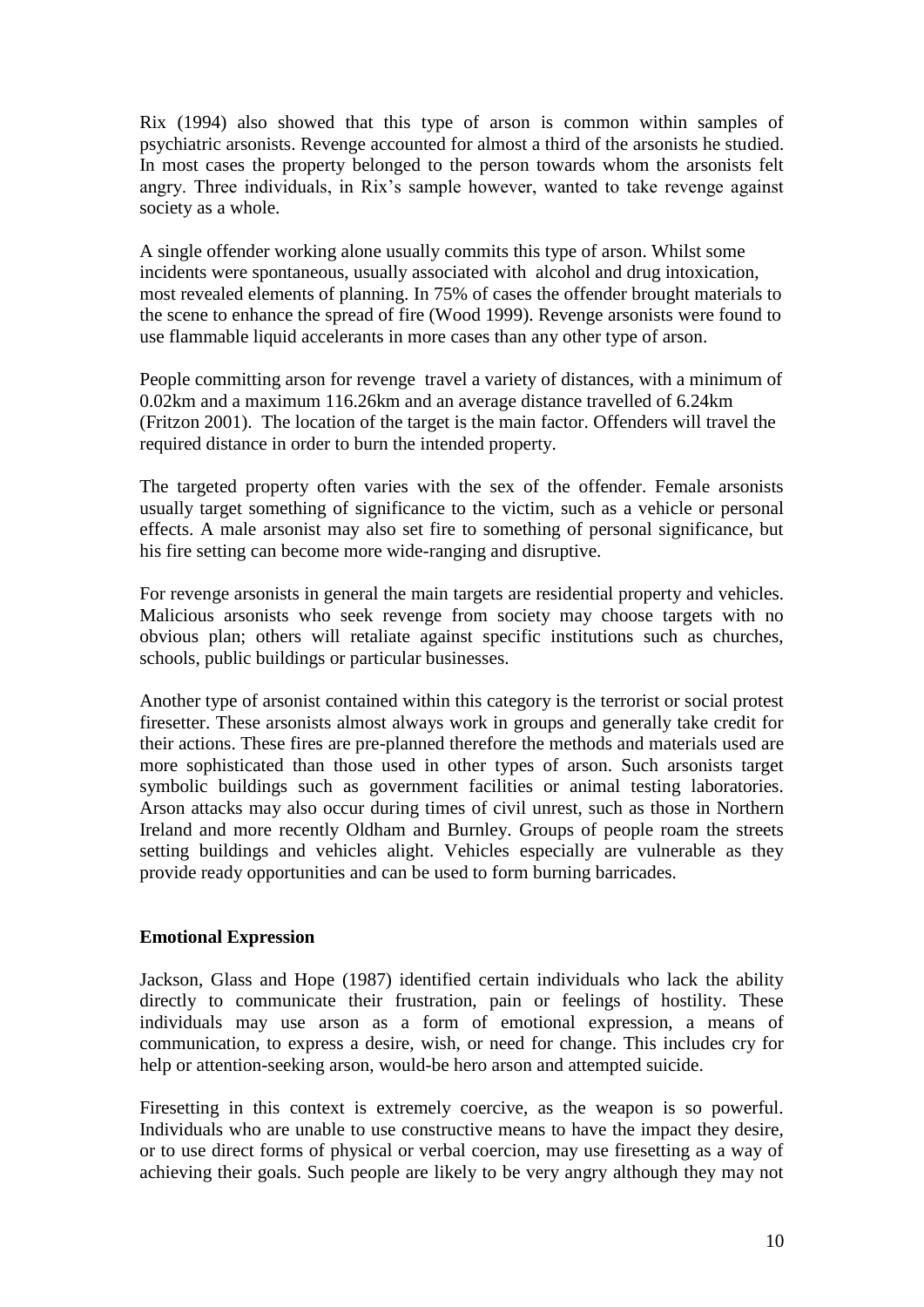Rix (1994) also showed that this type of arson is common within samples of psychiatric arsonists. Revenge accounted for almost a third of the arsonists he studied. In most cases the property belonged to the person towards whom the arsonists felt angry. Three individuals, in Rix's sample however, wanted to take revenge against society as a whole.

A single offender working alone usually commits this type of arson. Whilst some incidents were spontaneous, usually associated with alcohol and drug intoxication, most revealed elements of planning. In 75% of cases the offender brought materials to the scene to enhance the spread of fire (Wood 1999). Revenge arsonists were found to use flammable liquid accelerants in more cases than any other type of arson.

People committing arson for revenge travel a variety of distances, with a minimum of 0.02km and a maximum 116.26km and an average distance travelled of 6.24km (Fritzon 2001). The location of the target is the main factor. Offenders will travel the required distance in order to burn the intended property.

The targeted property often varies with the sex of the offender. Female arsonists usually target something of significance to the victim, such as a vehicle or personal effects. A male arsonist may also set fire to something of personal significance, but his fire setting can become more wide-ranging and disruptive.

For revenge arsonists in general the main targets are residential property and vehicles. Malicious arsonists who seek revenge from society may choose targets with no obvious plan; others will retaliate against specific institutions such as churches, schools, public buildings or particular businesses.

Another type of arsonist contained within this category is the terrorist or social protest firesetter. These arsonists almost always work in groups and generally take credit for their actions. These fires are pre-planned therefore the methods and materials used are more sophisticated than those used in other types of arson. Such arsonists target symbolic buildings such as government facilities or animal testing laboratories. Arson attacks may also occur during times of civil unrest, such as those in Northern Ireland and more recently Oldham and Burnley. Groups of people roam the streets setting buildings and vehicles alight. Vehicles especially are vulnerable as they provide ready opportunities and can be used to form burning barricades.

**Emotional Expression**

Jackson, Glass and Hope (1987) identified certain individuals who lack the ability directly to communicate their frustration, pain or feelings of hostility. These individuals may use arson as a form of emotional expression, a means of communication, to express a desire, wish, or need for change. This includes cry for help or attention-seeking arson, would-be hero arson and attempted suicide.

Firesetting in this context is extremely coercive, as the weapon is so powerful. Individuals who are unable to use constructive means to have the impact they desire, or to use direct forms of physical or verbal coercion, may use firesetting as a way of achieving their goals. Such people are likely to be very angry although they may not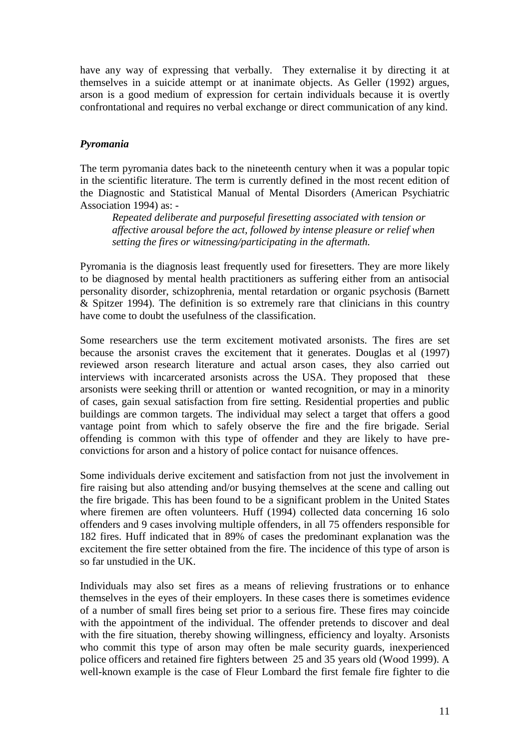have any way of expressing that verbally. They externalise it by directing it at themselves in a suicide attempt or at inanimate objects. As Geller (1992) argues, arson is a good medium of expression for certain individuals because it is overtly confrontational and requires no verbal exchange or direct communication of any kind.

### *Pyromania*

The term pyromania dates back to the nineteenth century when it was a popular topic in the scientific literature. The term is currently defined in the most recent edition of the Diagnostic and Statistical Manual of Mental Disorders (American Psychiatric Association 1994) as: -

> *Repeated deliberate and purposeful firesetting associated with tension or affective arousal before the act, followed by intense pleasure or relief when setting the fires or witnessing/participating in the aftermath.*

Pyromania is the diagnosis least frequently used for firesetters. They are more likely to be diagnosed by mental health practitioners as suffering either from an antisocial personality disorder, schizophrenia, mental retardation or organic psychosis (Barnett & Spitzer 1994). The definition is so extremely rare that clinicians in this country have come to doubt the usefulness of the classification.

Some researchers use the term excitement motivated arsonists. The fires are set because the arsonist craves the excitement that it generates. Douglas et al (1997) reviewed arson research literature and actual arson cases, they also carried out interviews with incarcerated arsonists across the USA. They proposed that these arsonists were seeking thrill or attention or wanted recognition, or may in a minority of cases, gain sexual satisfaction from fire setting. Residential properties and public buildings are common targets. The individual may select a target that offers a good vantage point from which to safely observe the fire and the fire brigade. Serial offending is common with this type of offender and they are likely to have pre-convictions for arson and a history of police contact for nuisance offences.

Some individuals derive excitement and satisfaction from not just the involvement in fire raising but also attending and/or busying themselves at the scene and calling out the fire brigade. This has been found to be a significant problem in the United States where firemen are often volunteers. Huff (1994) collected data concerning 16 solo offenders and 9 cases involving multiple offenders, in all 75 offenders responsible for 182 fires. Huff indicated that in 89% of cases the predominant explanation was the excitement the fire setter obtained from the fire. The incidence of this type of arson is so far unstudied in the UK.

Individuals may also set fires as a means of relieving frustrations or to enhance themselves in the eyes of their employers. In these cases there is sometimes evidence of a number of small fires being set prior to a serious fire. These fires may coincide with the appointment of the individual. The offender pretends to discover and deal with the fire situation, thereby showing willingness, efficiency and loyalty. Arsonists who commit this type of arson may often be male security guards, inexperienced police officers and retained fire fighters between 25 and 35 years old (Wood 1999). A well-known example is the case of Fleur Lombard the first female fire fighter to die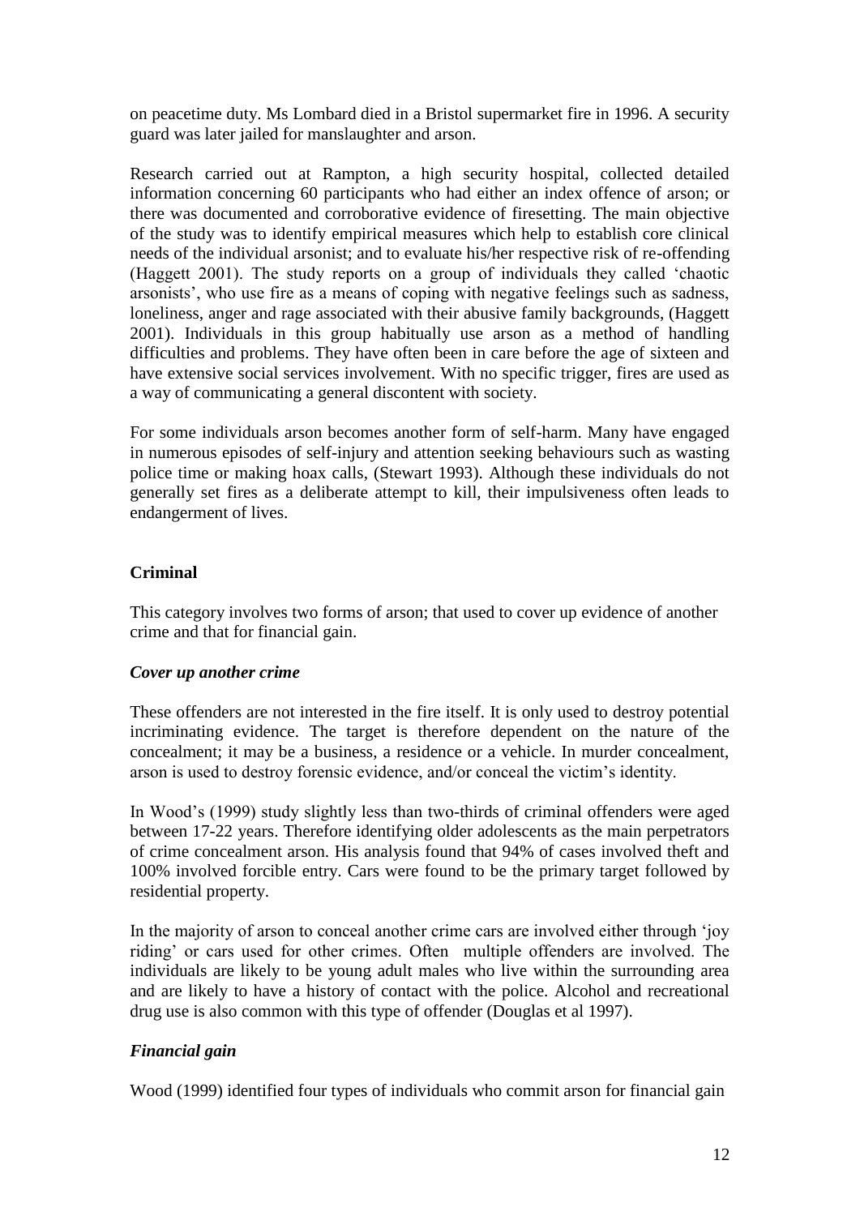on peacetime duty. Ms Lombard died in a Bristol supermarket fire in 1996. A security guard was later jailed for manslaughter and arson.

Research carried out at Rampton, a high security hospital, collected detailed information concerning 60 participants who had either an index offence of arson; or there was documented and corroborative evidence of firesetting. The main objective of the study was to identify empirical measures which help to establish core clinical needs of the individual arsonist; and to evaluate his/her respective risk of re-offending (Haggett 2001). The study reports on a group of individuals they called 'chaotic arsonists', who use fire as a means of coping with negative feelings such as sadness, loneliness, anger and rage associated with their abusive family backgrounds, (Haggett 2001). Individuals in this group habitually use arson as a method of handling difficulties and problems. They have often been in care before the age of sixteen and have extensive social services involvement. With no specific trigger, fires are used as a way of communicating a general discontent with society.

For some individuals arson becomes another form of self-harm. Many have engaged in numerous episodes of self-injury and attention seeking behaviours such as wasting police time or making hoax calls, (Stewart 1993). Although these individuals do not generally set fires as a deliberate attempt to kill, their impulsiveness often leads to endangerment of lives.

**Criminal**

This category involves two forms of arson; that used to cover up evidence of another crime and that for financial gain.

***Cover up another crime***

These offenders are not interested in the fire itself. It is only used to destroy potential incriminating evidence. The target is therefore dependent on the nature of the concealment; it may be a business, a residence or a vehicle. In murder concealment, arson is used to destroy forensic evidence, and/or conceal the victim's identity.

In Wood's (1999) study slightly less than two-thirds of criminal offenders were aged between 17-22 years. Therefore identifying older adolescents as the main perpetrators of crime concealment arson. His analysis found that 94% of cases involved theft and 100% involved forcible entry. Cars were found to be the primary target followed by residential property.

In the majority of arson to conceal another crime cars are involved either through 'joy riding' or cars used for other crimes. Often multiple offenders are involved. The individuals are likely to be young adult males who live within the surrounding area and are likely to have a history of contact with the police. Alcohol and recreational drug use is also common with this type of offender (Douglas et al 1997).

***Financial gain***

Wood (1999) identified four types of individuals who commit arson for financial gain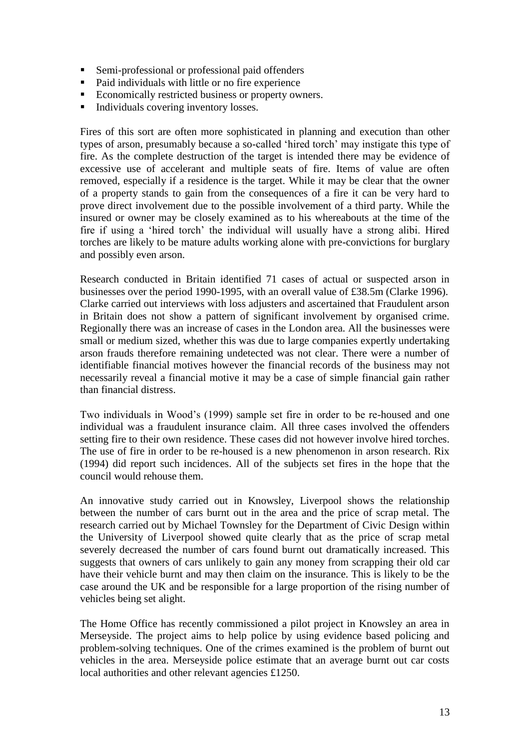- Semi-professional or professional paid offenders
- Paid individuals with little or no fire experience
- Economically restricted business or property owners.
- Individuals covering inventory losses.

Fires of this sort are often more sophisticated in planning and execution than other types of arson, presumably because a so-called 'hired torch' may instigate this type of fire. As the complete destruction of the target is intended there may be evidence of excessive use of accelerant and multiple seats of fire. Items of value are often removed, especially if a residence is the target. While it may be clear that the owner of a property stands to gain from the consequences of a fire it can be very hard to prove direct involvement due to the possible involvement of a third party. While the insured or owner may be closely examined as to his whereabouts at the time of the fire if using a 'hired torch' the individual will usually have a strong alibi. Hired torches are likely to be mature adults working alone with pre-convictions for burglary and possibly even arson.

Research conducted in Britain identified 71 cases of actual or suspected arson in businesses over the period 1990-1995, with an overall value of £38.5m (Clarke 1996). Clarke carried out interviews with loss adjusters and ascertained that Fraudulent arson in Britain does not show a pattern of significant involvement by organised crime. Regionally there was an increase of cases in the London area. All the businesses were small or medium sized, whether this was due to large companies expertly undertaking arson frauds therefore remaining undetected was not clear. There were a number of identifiable financial motives however the financial records of the business may not necessarily reveal a financial motive it may be a case of simple financial gain rather than financial distress.

Two individuals in Wood's (1999) sample set fire in order to be re-housed and one individual was a fraudulent insurance claim. All three cases involved the offenders setting fire to their own residence. These cases did not however involve hired torches. The use of fire in order to be re-housed is a new phenomenon in arson research. Rix (1994) did report such incidences. All of the subjects set fires in the hope that the council would rehouse them.

An innovative study carried out in Knowsley, Liverpool shows the relationship between the number of cars burnt out in the area and the price of scrap metal. The research carried out by Michael Townsley for the Department of Civic Design within the University of Liverpool showed quite clearly that as the price of scrap metal severely decreased the number of cars found burnt out dramatically increased. This suggests that owners of cars unlikely to gain any money from scrapping their old car have their vehicle burnt and may then claim on the insurance. This is likely to be the case around the UK and be responsible for a large proportion of the rising number of vehicles being set alight.

The Home Office has recently commissioned a pilot project in Knowsley an area in Merseyside. The project aims to help police by using evidence based policing and problem-solving techniques. One of the crimes examined is the problem of burnt out vehicles in the area. Merseyside police estimate that an average burnt out car costs local authorities and other relevant agencies £1250.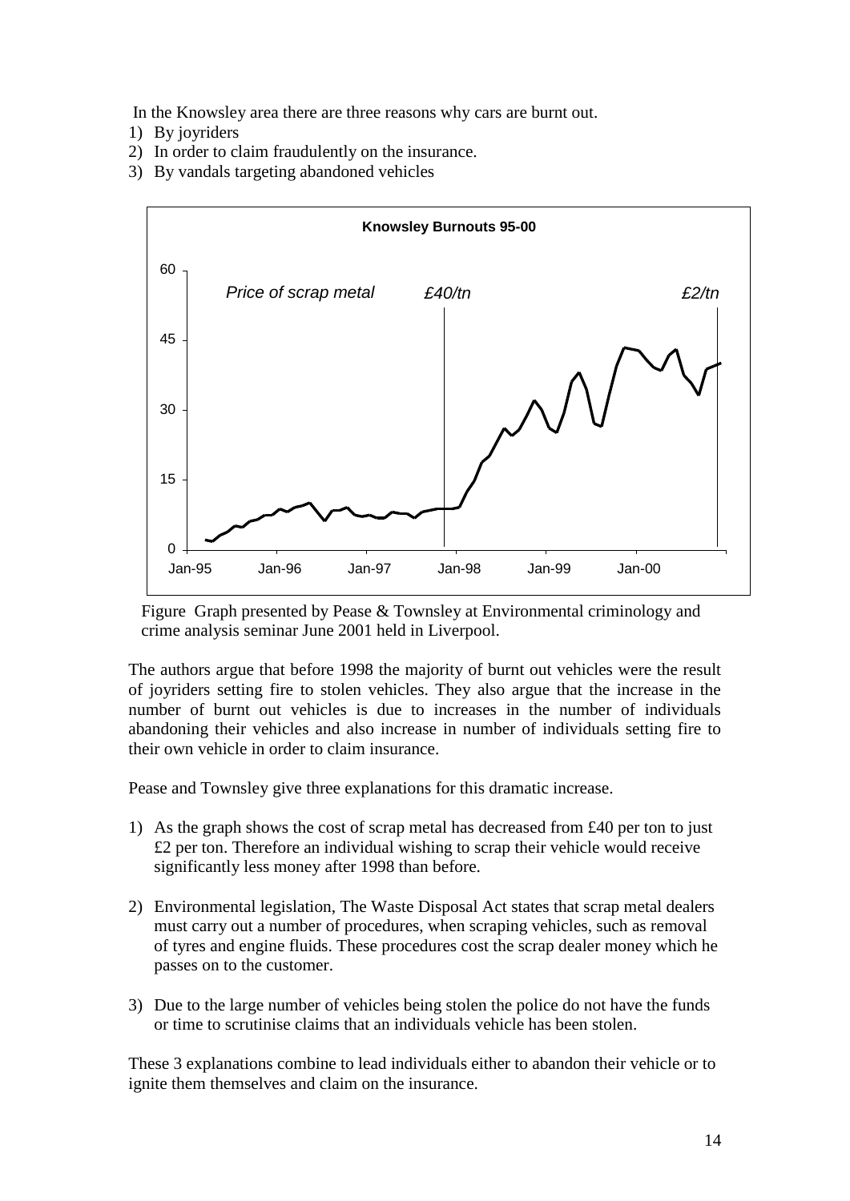In the Knowsley area there are three reasons why cars are burnt out.

1) By joyriders
2) In order to claim fraudulently on the insurance.
3) By vandals targeting abandoned vehicles

Figure Graph presented by Pease & Townsley at Environmental criminology and crime analysis seminar June 2001 held in Liverpool.

The authors argue that before 1998 the majority of burnt out vehicles were the result of joyriders setting fire to stolen vehicles. They also argue that the increase in the number of burnt out vehicles is due to increases in the number of individuals abandoning their vehicles and also increase in number of individuals setting fire to their own vehicle in order to claim insurance.

Pease and Townsley give three explanations for this dramatic increase.

1) As the graph shows the cost of scrap metal has decreased from £40 per ton to just £2 per ton. Therefore an individual wishing to scrap their vehicle would receive significantly less money after 1998 than before.

2) Environmental legislation, The Waste Disposal Act states that scrap metal dealers must carry out a number of procedures, when scraping vehicles, such as removal of tyres and engine fluids. These procedures cost the scrap dealer money which he passes on to the customer.

3) Due to the large number of vehicles being stolen the police do not have the funds or time to scrutinise claims that an individuals vehicle has been stolen.

These 3 explanations combine to lead individuals either to abandon their vehicle or to ignite them themselves and claim on the insurance.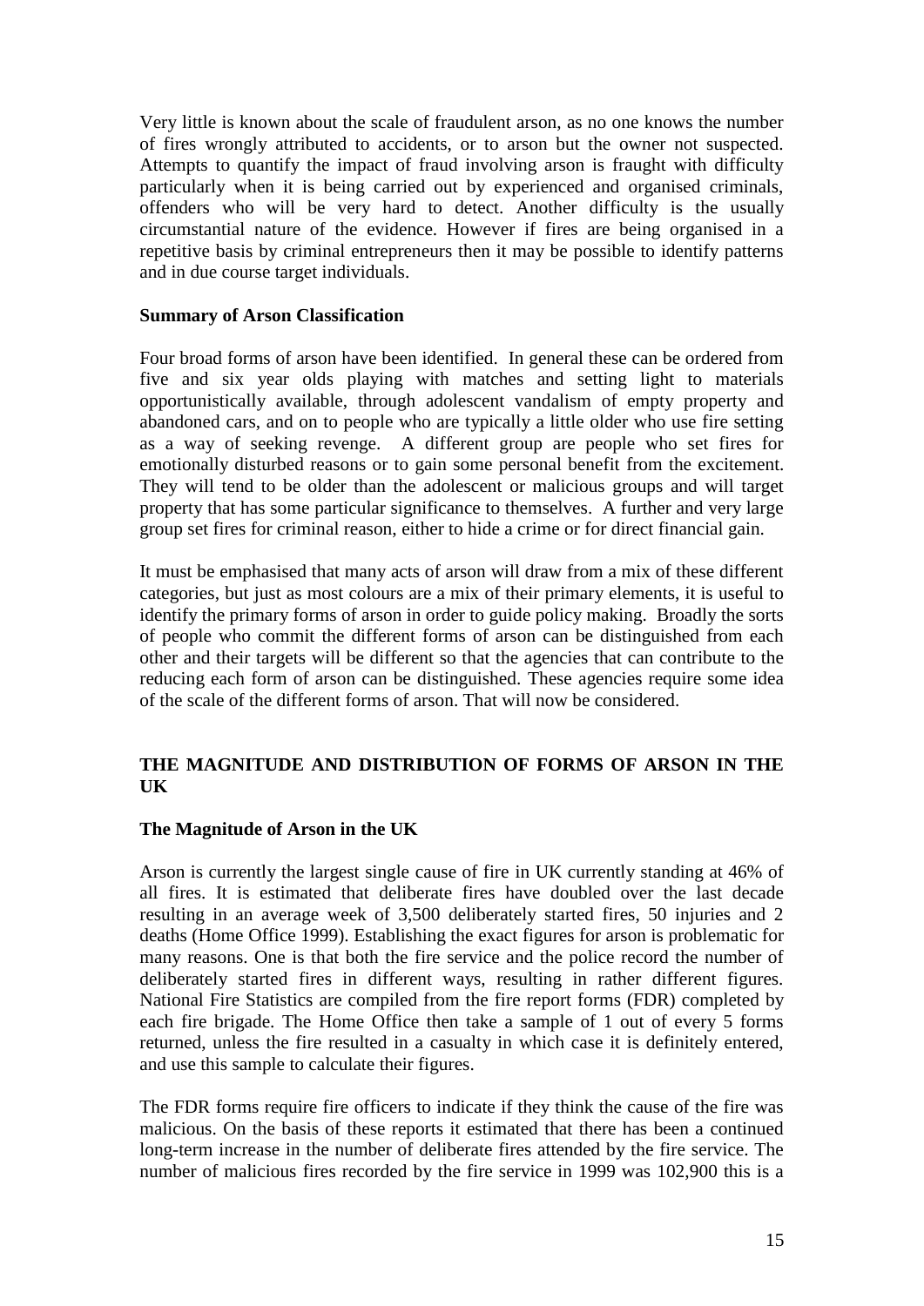Very little is known about the scale of fraudulent arson, as no one knows the number of fires wrongly attributed to accidents, or to arson but the owner not suspected. Attempts to quantify the impact of fraud involving arson is fraught with difficulty particularly when it is being carried out by experienced and organised criminals, offenders who will be very hard to detect. Another difficulty is the usually circumstantial nature of the evidence. However if fires are being organised in a repetitive basis by criminal entrepreneurs then it may be possible to identify patterns and in due course target individuals.

**Summary of Arson Classification**

Four broad forms of arson have been identified. In general these can be ordered from five and six year olds playing with matches and setting light to materials opportunistically available, through adolescent vandalism of empty property and abandoned cars, and on to people who are typically a little older who use fire setting as a way of seeking revenge. A different group are people who set fires for emotionally disturbed reasons or to gain some personal benefit from the excitement. They will tend to be older than the adolescent or malicious groups and will target property that has some particular significance to themselves. A further and very large group set fires for criminal reason, either to hide a crime or for direct financial gain.

It must be emphasised that many acts of arson will draw from a mix of these different categories, but just as most colours are a mix of their primary elements, it is useful to identify the primary forms of arson in order to guide policy making. Broadly the sorts of people who commit the different forms of arson can be distinguished from each other and their targets will be different so that the agencies that can contribute to the reducing each form of arson can be distinguished. These agencies require some idea of the scale of the different forms of arson. That will now be considered.

## THE MAGNITUDE AND DISTRIBUTION OF FORMS OF ARSON IN THE UK

**The Magnitude of Arson in the UK**

Arson is currently the largest single cause of fire in UK currently standing at 46% of all fires. It is estimated that deliberate fires have doubled over the last decade resulting in an average week of 3,500 deliberately started fires, 50 injuries and 2 deaths (Home Office 1999). Establishing the exact figures for arson is problematic for many reasons. One is that both the fire service and the police record the number of deliberately started fires in different ways, resulting in rather different figures. National Fire Statistics are compiled from the fire report forms (FDR) completed by each fire brigade. The Home Office then take a sample of 1 out of every 5 forms returned, unless the fire resulted in a casualty in which case it is definitely entered, and use this sample to calculate their figures.

The FDR forms require fire officers to indicate if they think the cause of the fire was malicious. On the basis of these reports it estimated that there has been a continued long-term increase in the number of deliberate fires attended by the fire service. The number of malicious fires recorded by the fire service in 1999 was 102,900 this is a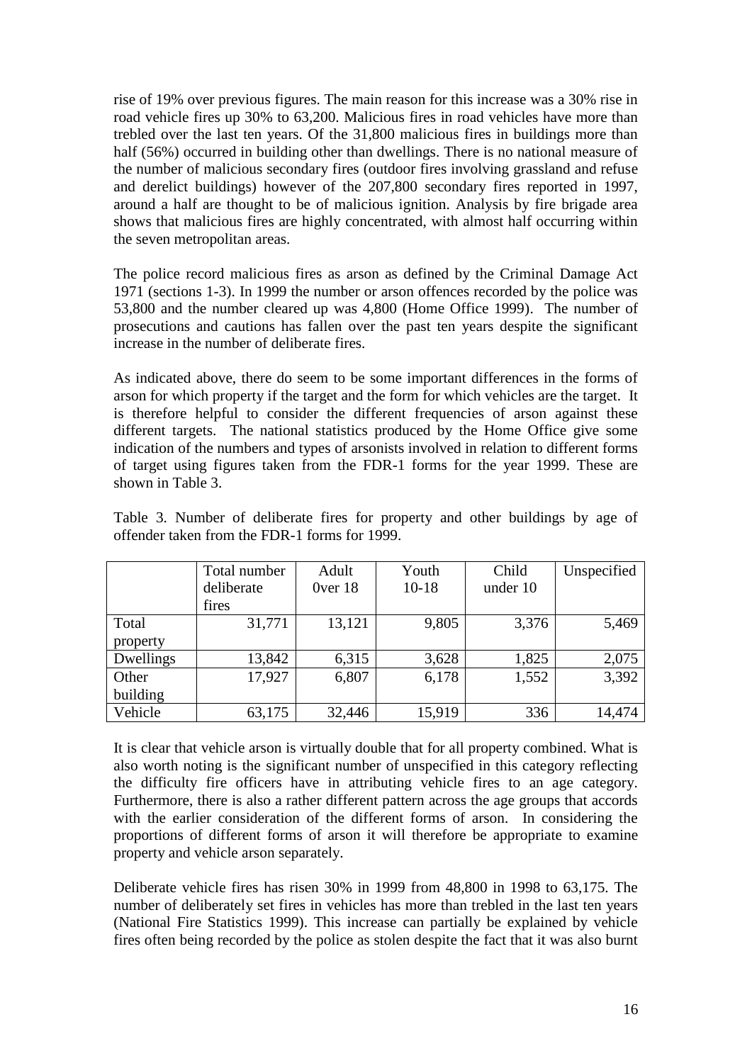rise of 19% over previous figures. The main reason for this increase was a 30% rise in road vehicle fires up 30% to 63,200. Malicious fires in road vehicles have more than trebled over the last ten years. Of the 31,800 malicious fires in buildings more than half (56%) occurred in building other than dwellings. There is no national measure of the number of malicious secondary fires (outdoor fires involving grassland and refuse and derelict buildings) however of the 207,800 secondary fires reported in 1997, around a half are thought to be of malicious ignition. Analysis by fire brigade area shows that malicious fires are highly concentrated, with almost half occurring within the seven metropolitan areas.

The police record malicious fires as arson as defined by the Criminal Damage Act 1971 (sections 1-3). In 1999 the number or arson offences recorded by the police was 53,800 and the number cleared up was 4,800 (Home Office 1999). The number of prosecutions and cautions has fallen over the past ten years despite the significant increase in the number of deliberate fires.

As indicated above, there do seem to be some important differences in the forms of arson for which property if the target and the form for which vehicles are the target. It is therefore helpful to consider the different frequencies of arson against these different targets. The national statistics produced by the Home Office give some indication of the numbers and types of arsonists involved in relation to different forms of target using figures taken from the FDR-1 forms for the year 1999. These are shown in Table 3.

Table 3. Number of deliberate fires for property and other buildings by age of offender taken from the FDR-1 forms for 1999.

| | Total number deliberate fires | Adult 0ver 18 | Youth 10-18 | Child under 10 | Unspecified |
|---|---|---|---|---|---|
| Total property | 31,771 | 13,121 | 9,805 | 3,376 | 5,469 |
| Dwellings | 13,842 | 6,315 | 3,628 | 1,825 | 2,075 |
| Other building | 17,927 | 6,807 | 6,178 | 1,552 | 3,392 |
| Vehicle | 63,175 | 32,446 | 15,919 | 336 | 14,474 |

It is clear that vehicle arson is virtually double that for all property combined. What is also worth noting is the significant number of unspecified in this category reflecting the difficulty fire officers have in attributing vehicle fires to an age category. Furthermore, there is also a rather different pattern across the age groups that accords with the earlier consideration of the different forms of arson. In considering the proportions of different forms of arson it will therefore be appropriate to examine property and vehicle arson separately.

Deliberate vehicle fires has risen 30% in 1999 from 48,800 in 1998 to 63,175. The number of deliberately set fires in vehicles has more than trebled in the last ten years (National Fire Statistics 1999). This increase can partially be explained by vehicle fires often being recorded by the police as stolen despite the fact that it was also burnt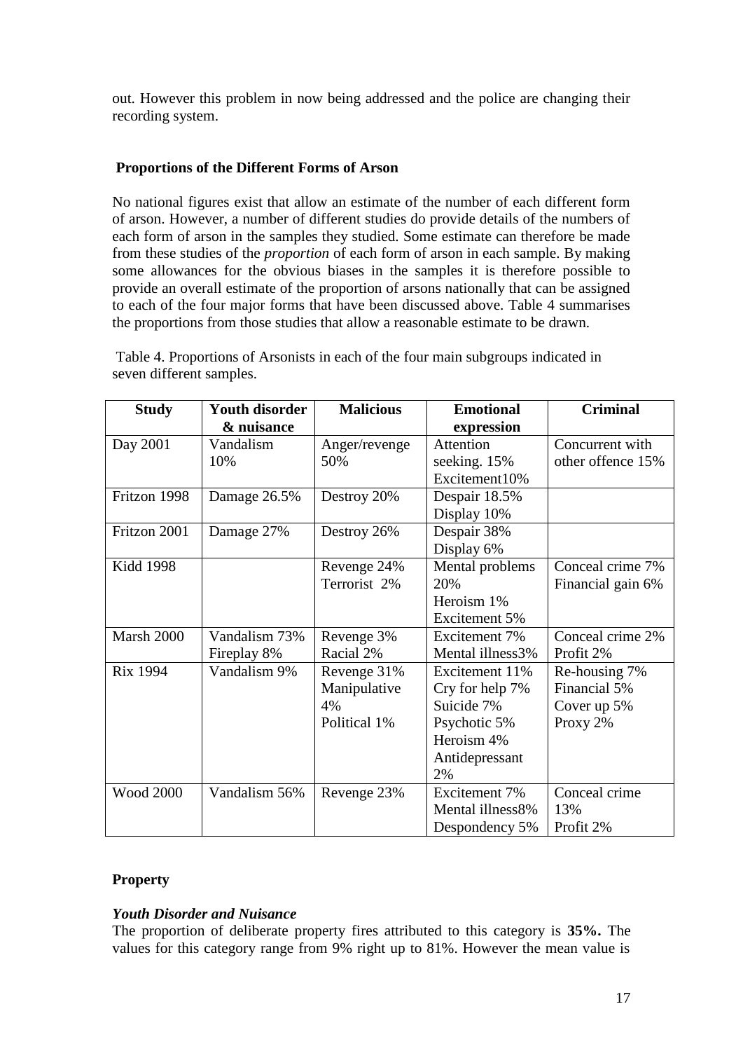out. However this problem in now being addressed and the police are changing their recording system.

### Proportions of the Different Forms of Arson

No national figures exist that allow an estimate of the number of each different form of arson. However, a number of different studies do provide details of the numbers of each form of arson in the samples they studied. Some estimate can therefore be made from these studies of the *proportion* of each form of arson in each sample. By making some allowances for the obvious biases in the samples it is therefore possible to provide an overall estimate of the proportion of arsons nationally that can be assigned to each of the four major forms that have been discussed above. Table 4 summarises the proportions from those studies that allow a reasonable estimate to be drawn.

Table 4. Proportions of Arsonists in each of the four main subgroups indicated in seven different samples.

| Study | Youth disorder & nuisance | Malicious | Emotional expression | Criminal |
|---|---|---|---|---|
| Day 2001 | Vandalism 10% | Anger/revenge 50% | Attention seeking. 15% Excitement10% | Concurrent with other offence 15% |
| Fritzon 1998 | Damage 26.5% | Destroy 20% | Despair 18.5% Display 10% | |
| Fritzon 2001 | Damage 27% | Destroy 26% | Despair 38% Display 6% | |
| Kidd 1998 | | Revenge 24% Terrorist 2% | Mental problems 20% Heroism 1% Excitement 5% | Conceal crime 7% Financial gain 6% |
| Marsh 2000 | Vandalism 73% Fireplay 8% | Revenge 3% Racial 2% | Excitement 7% Mental illness3% | Conceal crime 2% Profit 2% |
| Rix 1994 | Vandalism 9% | Revenge 31% Manipulative 4% Political 1% | Excitement 11% Cry for help 7% Suicide 7% Psychotic 5% Heroism 4% Antidepressant 2% | Re-housing 7% Financial 5% Cover up 5% Proxy 2% |
| Wood 2000 | Vandalism 56% | Revenge 23% | Excitement 7% Mental illness8% Despondency 5% | Conceal crime 13% Profit 2% |

### Property

#### *Youth Disorder and Nuisance*

The proportion of deliberate property fires attributed to this category is **35%.** The values for this category range from 9% right up to 81%. However the mean value is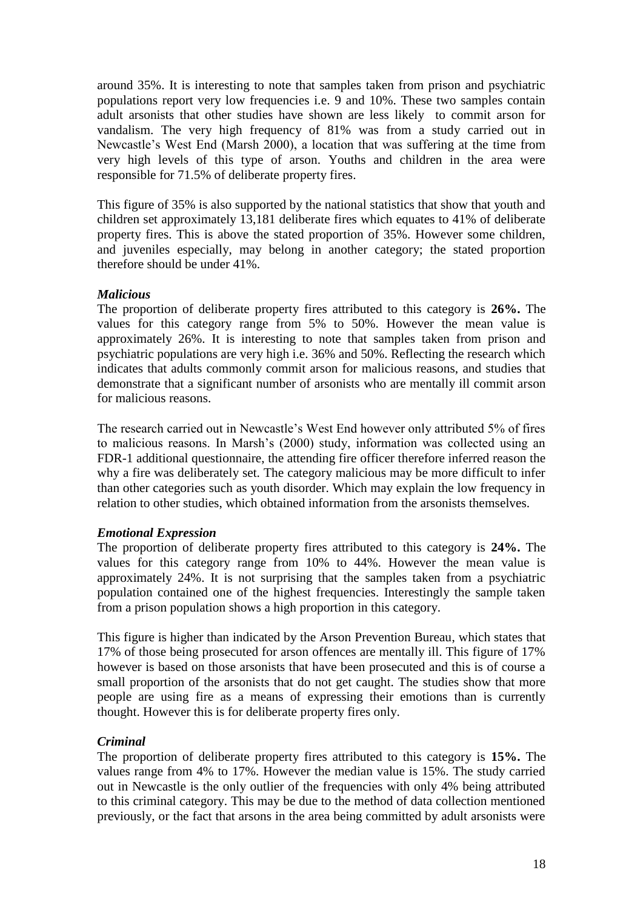around 35%. It is interesting to note that samples taken from prison and psychiatric populations report very low frequencies i.e. 9 and 10%. These two samples contain adult arsonists that other studies have shown are less likely to commit arson for vandalism. The very high frequency of 81% was from a study carried out in Newcastle's West End (Marsh 2000), a location that was suffering at the time from very high levels of this type of arson. Youths and children in the area were responsible for 71.5% of deliberate property fires.

This figure of 35% is also supported by the national statistics that show that youth and children set approximately 13,181 deliberate fires which equates to 41% of deliberate property fires. This is above the stated proportion of 35%. However some children, and juveniles especially, may belong in another category; the stated proportion therefore should be under 41%.

***Malicious***

The proportion of deliberate property fires attributed to this category is **26%.** The values for this category range from 5% to 50%. However the mean value is approximately 26%. It is interesting to note that samples taken from prison and psychiatric populations are very high i.e. 36% and 50%. Reflecting the research which indicates that adults commonly commit arson for malicious reasons, and studies that demonstrate that a significant number of arsonists who are mentally ill commit arson for malicious reasons.

The research carried out in Newcastle's West End however only attributed 5% of fires to malicious reasons. In Marsh's (2000) study, information was collected using an FDR-1 additional questionnaire, the attending fire officer therefore inferred reason the why a fire was deliberately set. The category malicious may be more difficult to infer than other categories such as youth disorder. Which may explain the low frequency in relation to other studies, which obtained information from the arsonists themselves.

***Emotional Expression***

The proportion of deliberate property fires attributed to this category is **24%.** The values for this category range from 10% to 44%. However the mean value is approximately 24%. It is not surprising that the samples taken from a psychiatric population contained one of the highest frequencies. Interestingly the sample taken from a prison population shows a high proportion in this category.

This figure is higher than indicated by the Arson Prevention Bureau, which states that 17% of those being prosecuted for arson offences are mentally ill. This figure of 17% however is based on those arsonists that have been prosecuted and this is of course a small proportion of the arsonists that do not get caught. The studies show that more people are using fire as a means of expressing their emotions than is currently thought. However this is for deliberate property fires only.

***Criminal***

The proportion of deliberate property fires attributed to this category is **15%.** The values range from 4% to 17%. However the median value is 15%. The study carried out in Newcastle is the only outlier of the frequencies with only 4% being attributed to this criminal category. This may be due to the method of data collection mentioned previously, or the fact that arsons in the area being committed by adult arsonists were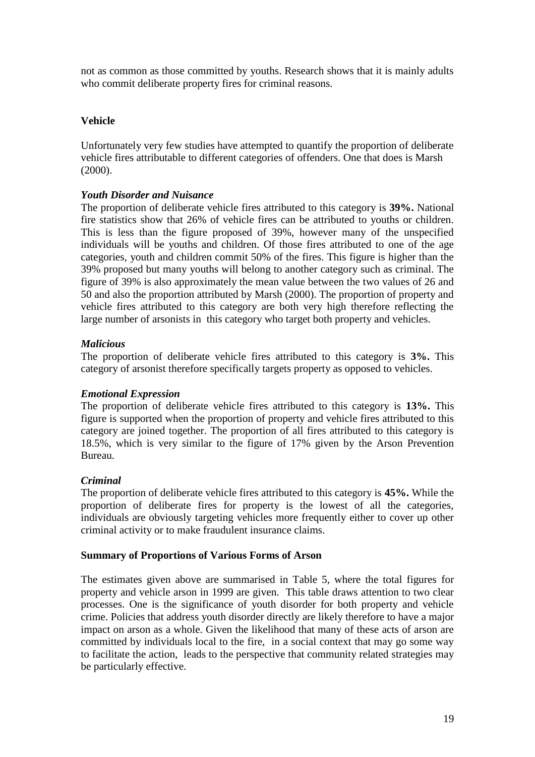not as common as those committed by youths. Research shows that it is mainly adults who commit deliberate property fires for criminal reasons.

### Vehicle

Unfortunately very few studies have attempted to quantify the proportion of deliberate vehicle fires attributable to different categories of offenders. One that does is Marsh (2000).

#### *Youth Disorder and Nuisance*

The proportion of deliberate vehicle fires attributed to this category is **39%.** National fire statistics show that 26% of vehicle fires can be attributed to youths or children. This is less than the figure proposed of 39%, however many of the unspecified individuals will be youths and children. Of those fires attributed to one of the age categories, youth and children commit 50% of the fires. This figure is higher than the 39% proposed but many youths will belong to another category such as criminal. The figure of 39% is also approximately the mean value between the two values of 26 and 50 and also the proportion attributed by Marsh (2000). The proportion of property and vehicle fires attributed to this category are both very high therefore reflecting the large number of arsonists in this category who target both property and vehicles.

#### *Malicious*

The proportion of deliberate vehicle fires attributed to this category is **3%.** This category of arsonist therefore specifically targets property as opposed to vehicles.

#### *Emotional Expression*

The proportion of deliberate vehicle fires attributed to this category is **13%.** This figure is supported when the proportion of property and vehicle fires attributed to this category are joined together. The proportion of all fires attributed to this category is 18.5%, which is very similar to the figure of 17% given by the Arson Prevention Bureau.

#### *Criminal*

The proportion of deliberate vehicle fires attributed to this category is **45%.** While the proportion of deliberate fires for property is the lowest of all the categories, individuals are obviously targeting vehicles more frequently either to cover up other criminal activity or to make fraudulent insurance claims.

### Summary of Proportions of Various Forms of Arson

The estimates given above are summarised in Table 5, where the total figures for property and vehicle arson in 1999 are given. This table draws attention to two clear processes. One is the significance of youth disorder for both property and vehicle crime. Policies that address youth disorder directly are likely therefore to have a major impact on arson as a whole. Given the likelihood that many of these acts of arson are committed by individuals local to the fire, in a social context that may go some way to facilitate the action, leads to the perspective that community related strategies may be particularly effective.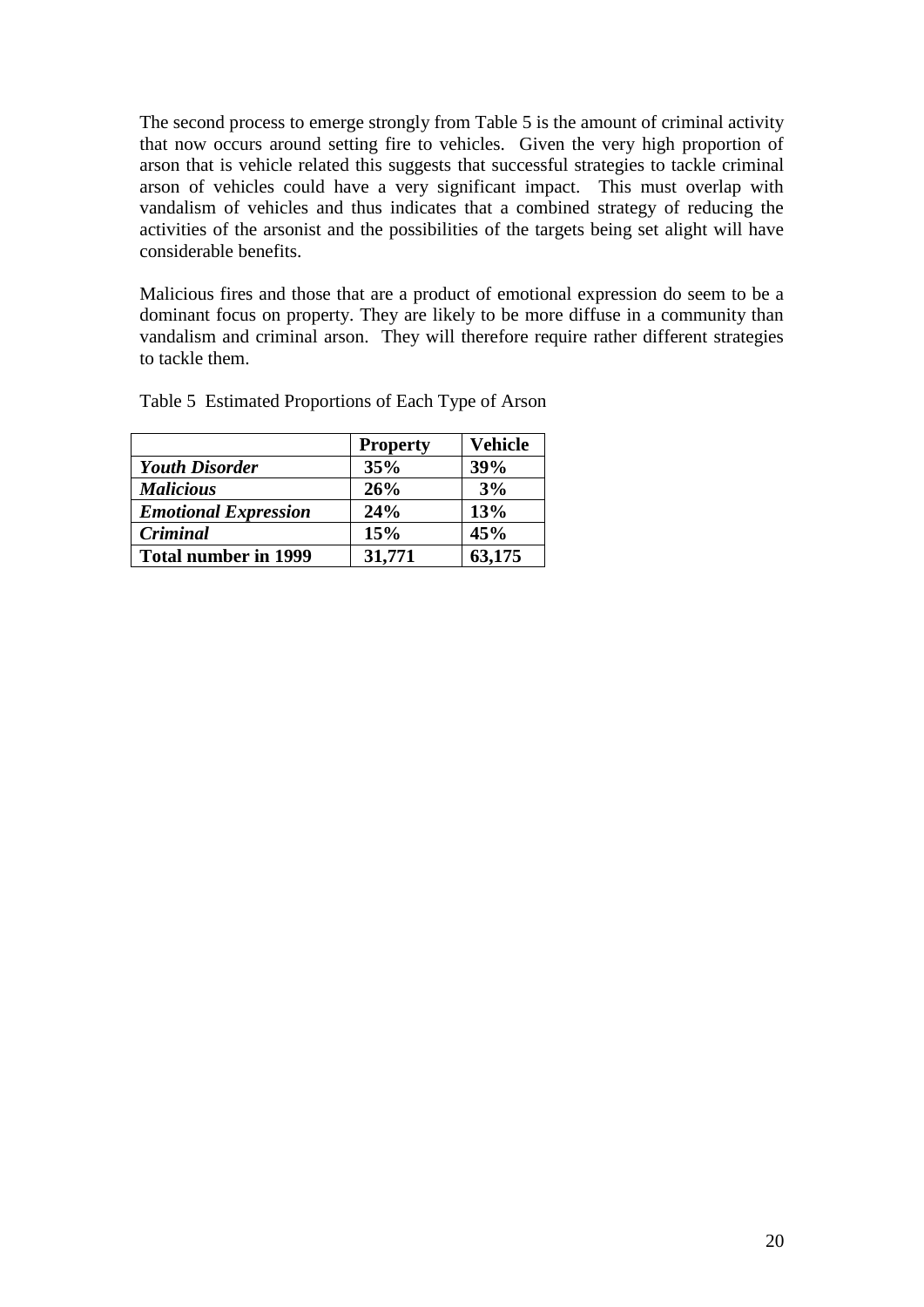The second process to emerge strongly from Table 5 is the amount of criminal activity that now occurs around setting fire to vehicles. Given the very high proportion of arson that is vehicle related this suggests that successful strategies to tackle criminal arson of vehicles could have a very significant impact. This must overlap with vandalism of vehicles and thus indicates that a combined strategy of reducing the activities of the arsonist and the possibilities of the targets being set alight will have considerable benefits.

Malicious fires and those that are a product of emotional expression do seem to be a dominant focus on property. They are likely to be more diffuse in a community than vandalism and criminal arson. They will therefore require rather different strategies to tackle them.

Table 5 Estimated Proportions of Each Type of Arson

| | **Property** | **Vehicle** |
|---|---|---|
| ***Youth Disorder*** | **35%** | **39%** |
| ***Malicious*** | **26%** | **3%** |
| ***Emotional Expression*** | **24%** | **13%** |
| ***Criminal*** | **15%** | **45%** |
| **Total number in 1999** | **31,771** | **63,175** |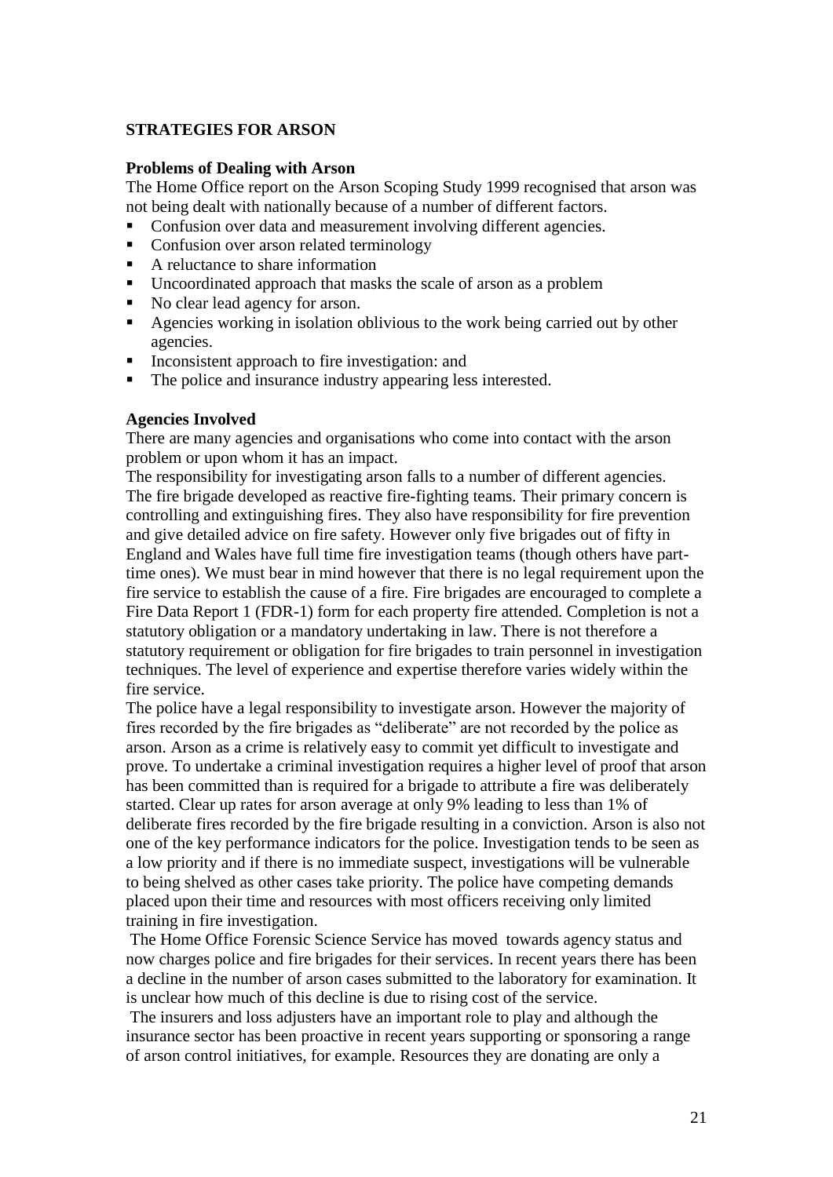## STRATEGIES FOR ARSON

### Problems of Dealing with Arson

The Home Office report on the Arson Scoping Study 1999 recognised that arson was not being dealt with nationally because of a number of different factors.

- Confusion over data and measurement involving different agencies.
- Confusion over arson related terminology
- A reluctance to share information
- Uncoordinated approach that masks the scale of arson as a problem
- No clear lead agency for arson.
- Agencies working in isolation oblivious to the work being carried out by other agencies.
- Inconsistent approach to fire investigation: and
- The police and insurance industry appearing less interested.

### Agencies Involved

There are many agencies and organisations who come into contact with the arson problem or upon whom it has an impact.

The responsibility for investigating arson falls to a number of different agencies. The fire brigade developed as reactive fire-fighting teams. Their primary concern is controlling and extinguishing fires. They also have responsibility for fire prevention and give detailed advice on fire safety. However only five brigades out of fifty in England and Wales have full time fire investigation teams (though others have part-time ones). We must bear in mind however that there is no legal requirement upon the fire service to establish the cause of a fire. Fire brigades are encouraged to complete a Fire Data Report 1 (FDR-1) form for each property fire attended. Completion is not a statutory obligation or a mandatory undertaking in law. There is not therefore a statutory requirement or obligation for fire brigades to train personnel in investigation techniques. The level of experience and expertise therefore varies widely within the fire service.

The police have a legal responsibility to investigate arson. However the majority of fires recorded by the fire brigades as "deliberate" are not recorded by the police as arson. Arson as a crime is relatively easy to commit yet difficult to investigate and prove. To undertake a criminal investigation requires a higher level of proof that arson has been committed than is required for a brigade to attribute a fire was deliberately started. Clear up rates for arson average at only 9% leading to less than 1% of deliberate fires recorded by the fire brigade resulting in a conviction. Arson is also not one of the key performance indicators for the police. Investigation tends to be seen as a low priority and if there is no immediate suspect, investigations will be vulnerable to being shelved as other cases take priority. The police have competing demands placed upon their time and resources with most officers receiving only limited training in fire investigation.

The Home Office Forensic Science Service has moved towards agency status and now charges police and fire brigades for their services. In recent years there has been a decline in the number of arson cases submitted to the laboratory for examination. It is unclear how much of this decline is due to rising cost of the service.

The insurers and loss adjusters have an important role to play and although the insurance sector has been proactive in recent years supporting or sponsoring a range of arson control initiatives, for example. Resources they are donating are only a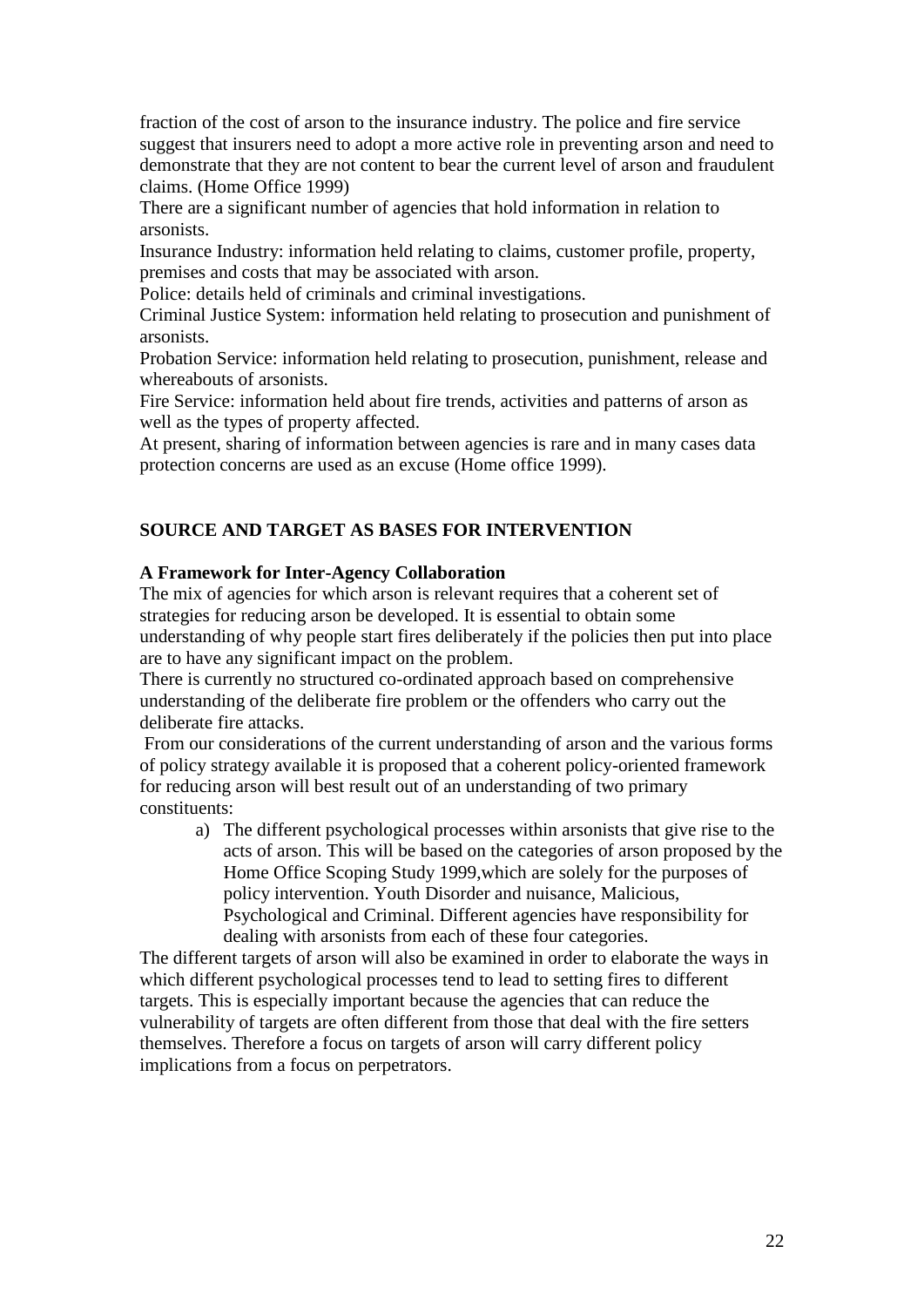fraction of the cost of arson to the insurance industry. The police and fire service suggest that insurers need to adopt a more active role in preventing arson and need to demonstrate that they are not content to bear the current level of arson and fraudulent claims. (Home Office 1999)

There are a significant number of agencies that hold information in relation to arsonists.

Insurance Industry: information held relating to claims, customer profile, property, premises and costs that may be associated with arson.

Police: details held of criminals and criminal investigations.

Criminal Justice System: information held relating to prosecution and punishment of arsonists.

Probation Service: information held relating to prosecution, punishment, release and whereabouts of arsonists.

Fire Service: information held about fire trends, activities and patterns of arson as well as the types of property affected.

At present, sharing of information between agencies is rare and in many cases data protection concerns are used as an excuse (Home office 1999).

## SOURCE AND TARGET AS BASES FOR INTERVENTION

### A Framework for Inter-Agency Collaboration

The mix of agencies for which arson is relevant requires that a coherent set of strategies for reducing arson be developed. It is essential to obtain some understanding of why people start fires deliberately if the policies then put into place are to have any significant impact on the problem.

There is currently no structured co-ordinated approach based on comprehensive understanding of the deliberate fire problem or the offenders who carry out the deliberate fire attacks.

From our considerations of the current understanding of arson and the various forms of policy strategy available it is proposed that a coherent policy-oriented framework for reducing arson will best result out of an understanding of two primary constituents:

a) The different psychological processes within arsonists that give rise to the acts of arson. This will be based on the categories of arson proposed by the Home Office Scoping Study 1999,which are solely for the purposes of policy intervention. Youth Disorder and nuisance, Malicious, Psychological and Criminal. Different agencies have responsibility for dealing with arsonists from each of these four categories.

The different targets of arson will also be examined in order to elaborate the ways in which different psychological processes tend to lead to setting fires to different targets. This is especially important because the agencies that can reduce the vulnerability of targets are often different from those that deal with the fire setters themselves. Therefore a focus on targets of arson will carry different policy implications from a focus on perpetrators.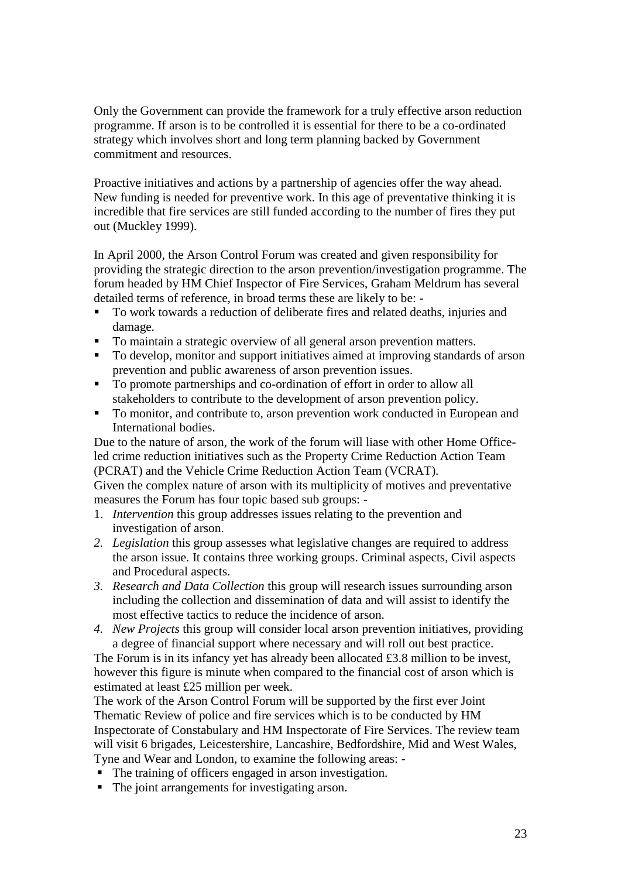Only the Government can provide the framework for a truly effective arson reduction programme. If arson is to be controlled it is essential for there to be a co-ordinated strategy which involves short and long term planning backed by Government commitment and resources.

Proactive initiatives and actions by a partnership of agencies offer the way ahead. New funding is needed for preventive work. In this age of preventative thinking it is incredible that fire services are still funded according to the number of fires they put out (Muckley 1999).

In April 2000, the Arson Control Forum was created and given responsibility for providing the strategic direction to the arson prevention/investigation programme. The forum headed by HM Chief Inspector of Fire Services, Graham Meldrum has several detailed terms of reference, in broad terms these are likely to be: -

- To work towards a reduction of deliberate fires and related deaths, injuries and damage.
- To maintain a strategic overview of all general arson prevention matters.
- To develop, monitor and support initiatives aimed at improving standards of arson prevention and public awareness of arson prevention issues.
- To promote partnerships and co-ordination of effort in order to allow all stakeholders to contribute to the development of arson prevention policy.
- To monitor, and contribute to, arson prevention work conducted in European and International bodies.

Due to the nature of arson, the work of the forum will liase with other Home Office-led crime reduction initiatives such as the Property Crime Reduction Action Team (PCRAT) and the Vehicle Crime Reduction Action Team (VCRAT).

Given the complex nature of arson with its multiplicity of motives and preventative measures the Forum has four topic based sub groups: -

1. *Intervention* this group addresses issues relating to the prevention and investigation of arson.
2. *Legislation* this group assesses what legislative changes are required to address the arson issue. It contains three working groups. Criminal aspects, Civil aspects and Procedural aspects.
3. *Research and Data Collection* this group will research issues surrounding arson including the collection and dissemination of data and will assist to identify the most effective tactics to reduce the incidence of arson.
4. *New Projects* this group will consider local arson prevention initiatives, providing a degree of financial support where necessary and will roll out best practice.

The Forum is in its infancy yet has already been allocated £3.8 million to be invest, however this figure is minute when compared to the financial cost of arson which is estimated at least £25 million per week.

The work of the Arson Control Forum will be supported by the first ever Joint Thematic Review of police and fire services which is to be conducted by HM Inspectorate of Constabulary and HM Inspectorate of Fire Services. The review team will visit 6 brigades, Leicestershire, Lancashire, Bedfordshire, Mid and West Wales, Tyne and Wear and London, to examine the following areas: -

- The training of officers engaged in arson investigation.
- The joint arrangements for investigating arson.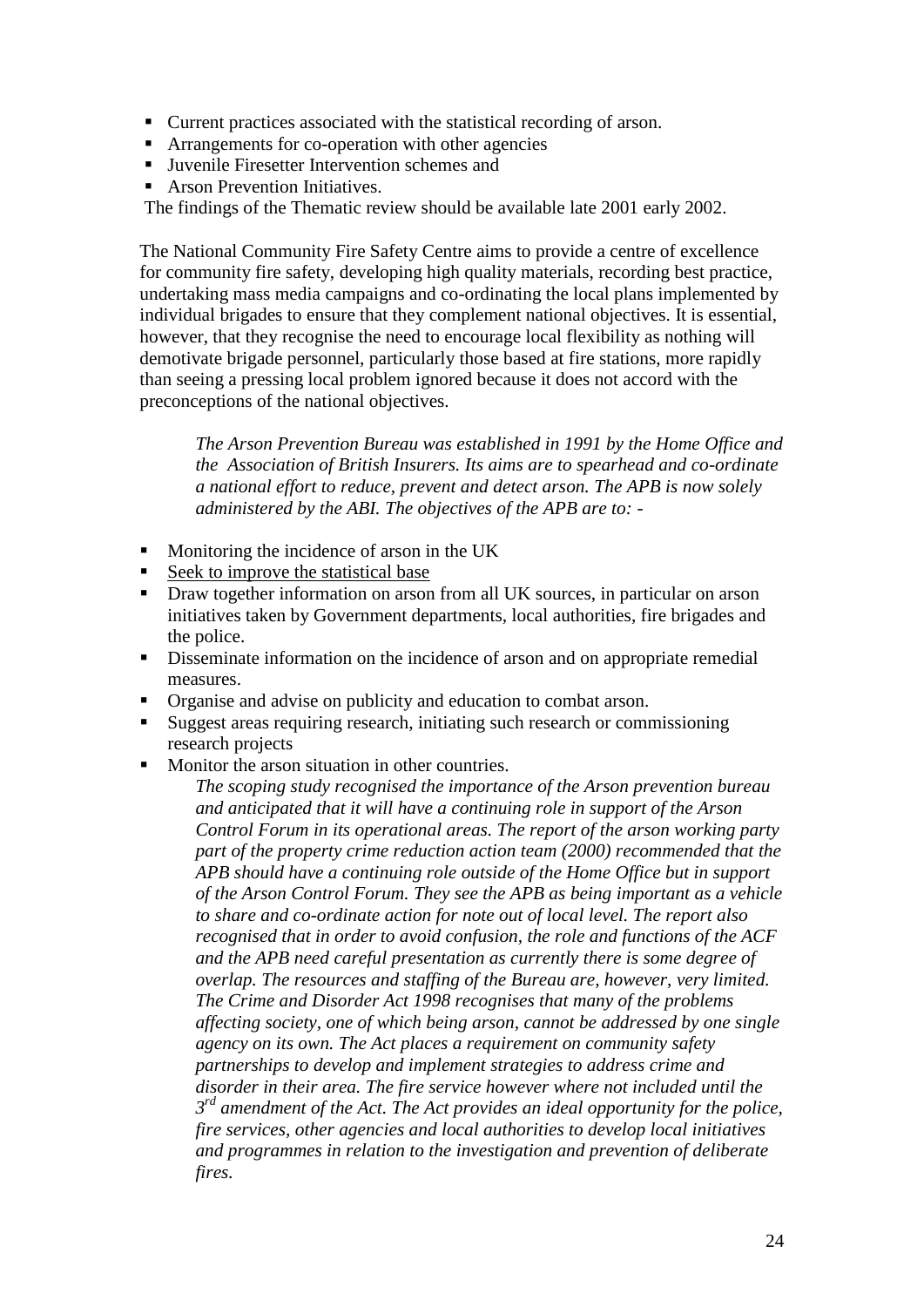- Current practices associated with the statistical recording of arson.
- Arrangements for co-operation with other agencies
- Juvenile Firesetter Intervention schemes and
- Arson Prevention Initiatives.

The findings of the Thematic review should be available late 2001 early 2002.

The National Community Fire Safety Centre aims to provide a centre of excellence for community fire safety, developing high quality materials, recording best practice, undertaking mass media campaigns and co-ordinating the local plans implemented by individual brigades to ensure that they complement national objectives. It is essential, however, that they recognise the need to encourage local flexibility as nothing will demotivate brigade personnel, particularly those based at fire stations, more rapidly than seeing a pressing local problem ignored because it does not accord with the preconceptions of the national objectives.

> *The Arson Prevention Bureau was established in 1991 by the Home Office and the Association of British Insurers. Its aims are to spearhead and co-ordinate a national effort to reduce, prevent and detect arson. The APB is now solely administered by the ABI. The objectives of the APB are to: -*

- Monitoring the incidence of arson in the UK
- <u>Seek to improve the statistical base</u>
- Draw together information on arson from all UK sources, in particular on arson initiatives taken by Government departments, local authorities, fire brigades and the police.
- Disseminate information on the incidence of arson and on appropriate remedial measures.
- Organise and advise on publicity and education to combat arson.
- Suggest areas requiring research, initiating such research or commissioning research projects
- Monitor the arson situation in other countries.

> *The scoping study recognised the importance of the Arson prevention bureau and anticipated that it will have a continuing role in support of the Arson Control Forum in its operational areas. The report of the arson working party part of the property crime reduction action team (2000) recommended that the APB should have a continuing role outside of the Home Office but in support of the Arson Control Forum. They see the APB as being important as a vehicle to share and co-ordinate action for note out of local level. The report also recognised that in order to avoid confusion, the role and functions of the ACF and the APB need careful presentation as currently there is some degree of overlap. The resources and staffing of the Bureau are, however, very limited. The Crime and Disorder Act 1998 recognises that many of the problems affecting society, one of which being arson, cannot be addressed by one single agency on its own. The Act places a requirement on community safety partnerships to develop and implement strategies to address crime and disorder in their area. The fire service however where not included until the 3rd amendment of the Act. The Act provides an ideal opportunity for the police, fire services, other agencies and local authorities to develop local initiatives and programmes in relation to the investigation and prevention of deliberate fires.*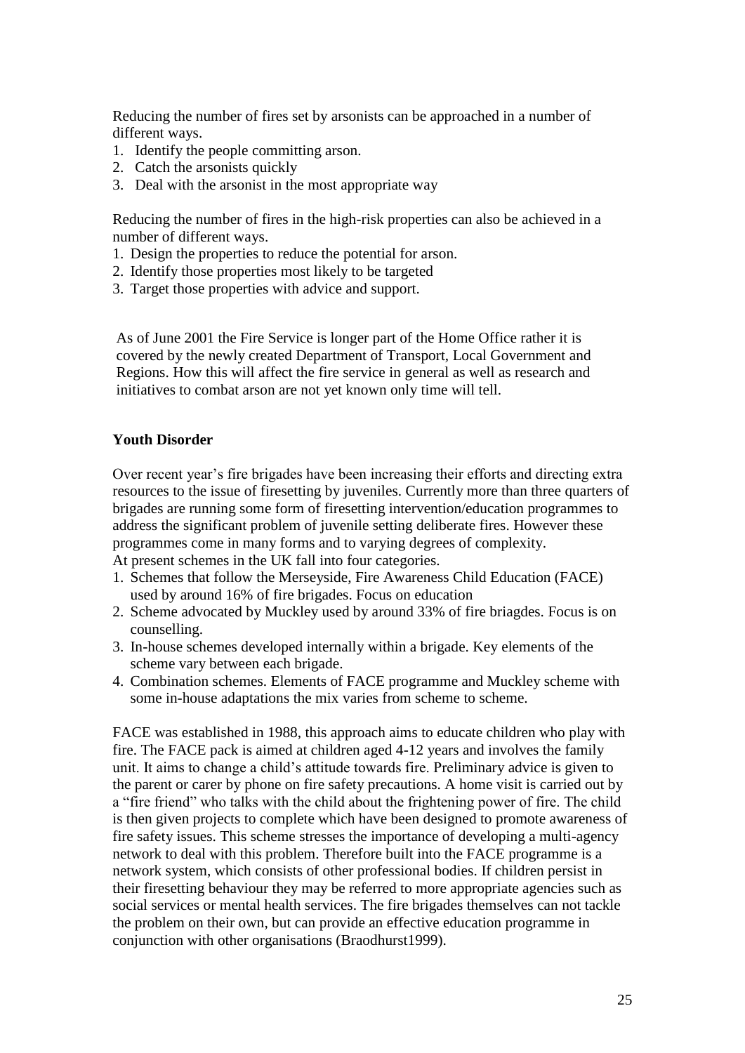Reducing the number of fires set by arsonists can be approached in a number of different ways.

1. Identify the people committing arson.
2. Catch the arsonists quickly
3. Deal with the arsonist in the most appropriate way

Reducing the number of fires in the high-risk properties can also be achieved in a number of different ways.

1. Design the properties to reduce the potential for arson.
2. Identify those properties most likely to be targeted
3. Target those properties with advice and support.

As of June 2001 the Fire Service is longer part of the Home Office rather it is covered by the newly created Department of Transport, Local Government and Regions. How this will affect the fire service in general as well as research and initiatives to combat arson are not yet known only time will tell.

**Youth Disorder**

Over recent year's fire brigades have been increasing their efforts and directing extra resources to the issue of firesetting by juveniles. Currently more than three quarters of brigades are running some form of firesetting intervention/education programmes to address the significant problem of juvenile setting deliberate fires. However these programmes come in many forms and to varying degrees of complexity.
At present schemes in the UK fall into four categories.

1. Schemes that follow the Merseyside, Fire Awareness Child Education (FACE) used by around 16% of fire brigades. Focus on education
2. Scheme advocated by Muckley used by around 33% of fire briagdes. Focus is on counselling.
3. In-house schemes developed internally within a brigade. Key elements of the scheme vary between each brigade.
4. Combination schemes. Elements of FACE programme and Muckley scheme with some in-house adaptations the mix varies from scheme to scheme.

FACE was established in 1988, this approach aims to educate children who play with fire. The FACE pack is aimed at children aged 4-12 years and involves the family unit. It aims to change a child's attitude towards fire. Preliminary advice is given to the parent or carer by phone on fire safety precautions. A home visit is carried out by a "fire friend" who talks with the child about the frightening power of fire. The child is then given projects to complete which have been designed to promote awareness of fire safety issues. This scheme stresses the importance of developing a multi-agency network to deal with this problem. Therefore built into the FACE programme is a network system, which consists of other professional bodies. If children persist in their firesetting behaviour they may be referred to more appropriate agencies such as social services or mental health services. The fire brigades themselves can not tackle the problem on their own, but can provide an effective education programme in conjunction with other organisations (Braodhurst1999).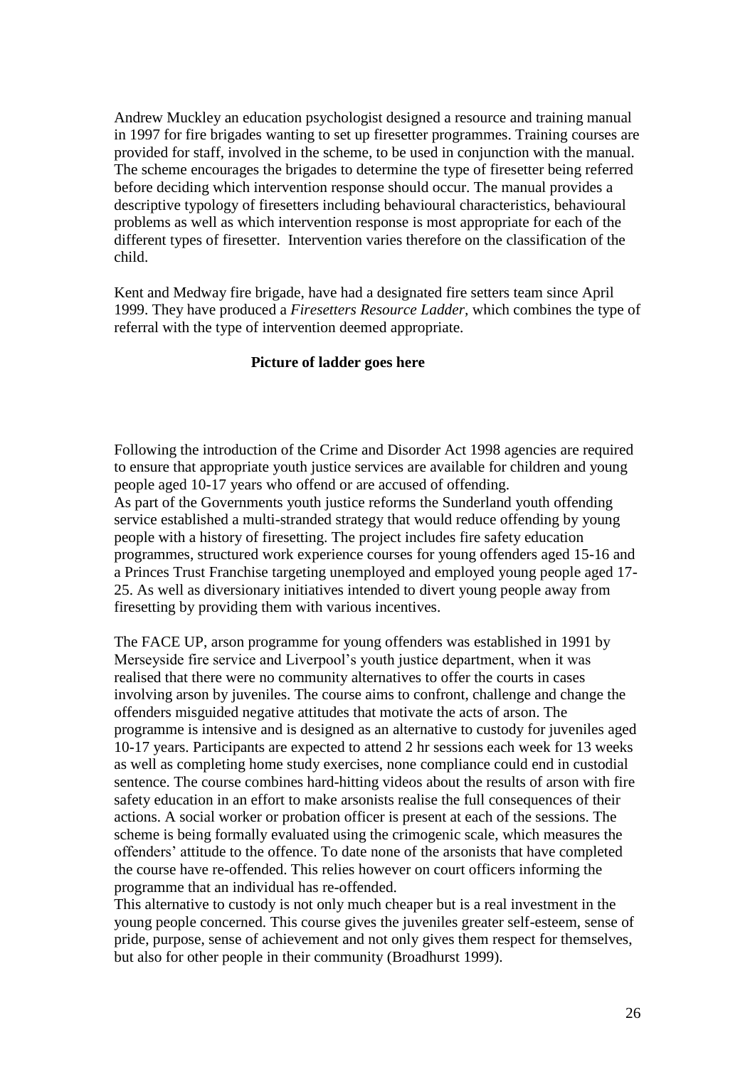Andrew Muckley an education psychologist designed a resource and training manual in 1997 for fire brigades wanting to set up firesetter programmes. Training courses are provided for staff, involved in the scheme, to be used in conjunction with the manual. The scheme encourages the brigades to determine the type of firesetter being referred before deciding which intervention response should occur. The manual provides a descriptive typology of firesetters including behavioural characteristics, behavioural problems as well as which intervention response is most appropriate for each of the different types of firesetter. Intervention varies therefore on the classification of the child.

Kent and Medway fire brigade, have had a designated fire setters team since April 1999. They have produced a *Firesetters Resource Ladder*, which combines the type of referral with the type of intervention deemed appropriate.

**Picture of ladder goes here**

Following the introduction of the Crime and Disorder Act 1998 agencies are required to ensure that appropriate youth justice services are available for children and young people aged 10-17 years who offend or are accused of offending.
As part of the Governments youth justice reforms the Sunderland youth offending service established a multi-stranded strategy that would reduce offending by young people with a history of firesetting. The project includes fire safety education programmes, structured work experience courses for young offenders aged 15-16 and a Princes Trust Franchise targeting unemployed and employed young people aged 17-25. As well as diversionary initiatives intended to divert young people away from firesetting by providing them with various incentives.

The FACE UP, arson programme for young offenders was established in 1991 by Merseyside fire service and Liverpool's youth justice department, when it was realised that there were no community alternatives to offer the courts in cases involving arson by juveniles. The course aims to confront, challenge and change the offenders misguided negative attitudes that motivate the acts of arson. The programme is intensive and is designed as an alternative to custody for juveniles aged 10-17 years. Participants are expected to attend 2 hr sessions each week for 13 weeks as well as completing home study exercises, none compliance could end in custodial sentence. The course combines hard-hitting videos about the results of arson with fire safety education in an effort to make arsonists realise the full consequences of their actions. A social worker or probation officer is present at each of the sessions. The scheme is being formally evaluated using the crimogenic scale, which measures the offenders' attitude to the offence. To date none of the arsonists that have completed the course have re-offended. This relies however on court officers informing the programme that an individual has re-offended.
This alternative to custody is not only much cheaper but is a real investment in the young people concerned. This course gives the juveniles greater self-esteem, sense of pride, purpose, sense of achievement and not only gives them respect for themselves, but also for other people in their community (Broadhurst 1999).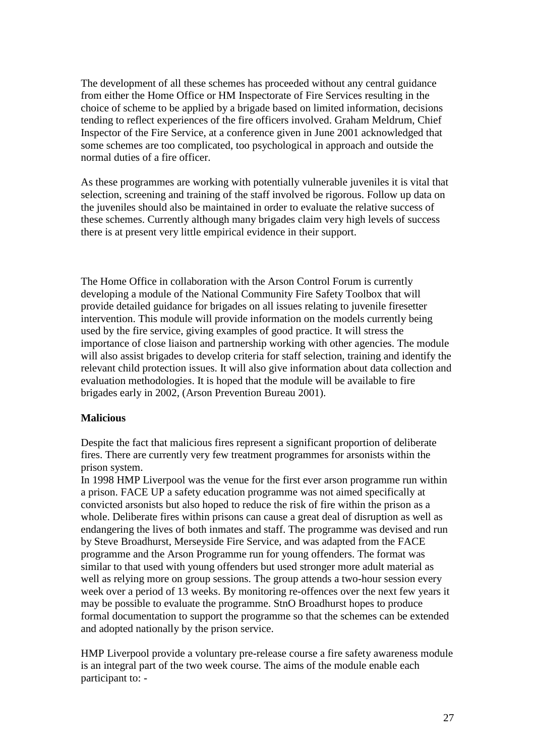The development of all these schemes has proceeded without any central guidance from either the Home Office or HM Inspectorate of Fire Services resulting in the choice of scheme to be applied by a brigade based on limited information, decisions tending to reflect experiences of the fire officers involved. Graham Meldrum, Chief Inspector of the Fire Service, at a conference given in June 2001 acknowledged that some schemes are too complicated, too psychological in approach and outside the normal duties of a fire officer.

As these programmes are working with potentially vulnerable juveniles it is vital that selection, screening and training of the staff involved be rigorous. Follow up data on the juveniles should also be maintained in order to evaluate the relative success of these schemes. Currently although many brigades claim very high levels of success there is at present very little empirical evidence in their support.

The Home Office in collaboration with the Arson Control Forum is currently developing a module of the National Community Fire Safety Toolbox that will provide detailed guidance for brigades on all issues relating to juvenile firesetter intervention. This module will provide information on the models currently being used by the fire service, giving examples of good practice. It will stress the importance of close liaison and partnership working with other agencies. The module will also assist brigades to develop criteria for staff selection, training and identify the relevant child protection issues. It will also give information about data collection and evaluation methodologies. It is hoped that the module will be available to fire brigades early in 2002, (Arson Prevention Bureau 2001).

**Malicious**

Despite the fact that malicious fires represent a significant proportion of deliberate fires. There are currently very few treatment programmes for arsonists within the prison system.
In 1998 HMP Liverpool was the venue for the first ever arson programme run within a prison. FACE UP a safety education programme was not aimed specifically at convicted arsonists but also hoped to reduce the risk of fire within the prison as a whole. Deliberate fires within prisons can cause a great deal of disruption as well as endangering the lives of both inmates and staff. The programme was devised and run by Steve Broadhurst, Merseyside Fire Service, and was adapted from the FACE programme and the Arson Programme run for young offenders. The format was similar to that used with young offenders but used stronger more adult material as well as relying more on group sessions. The group attends a two-hour session every week over a period of 13 weeks. By monitoring re-offences over the next few years it may be possible to evaluate the programme. StnO Broadhurst hopes to produce formal documentation to support the programme so that the schemes can be extended and adopted nationally by the prison service.

HMP Liverpool provide a voluntary pre-release course a fire safety awareness module is an integral part of the two week course. The aims of the module enable each participant to: -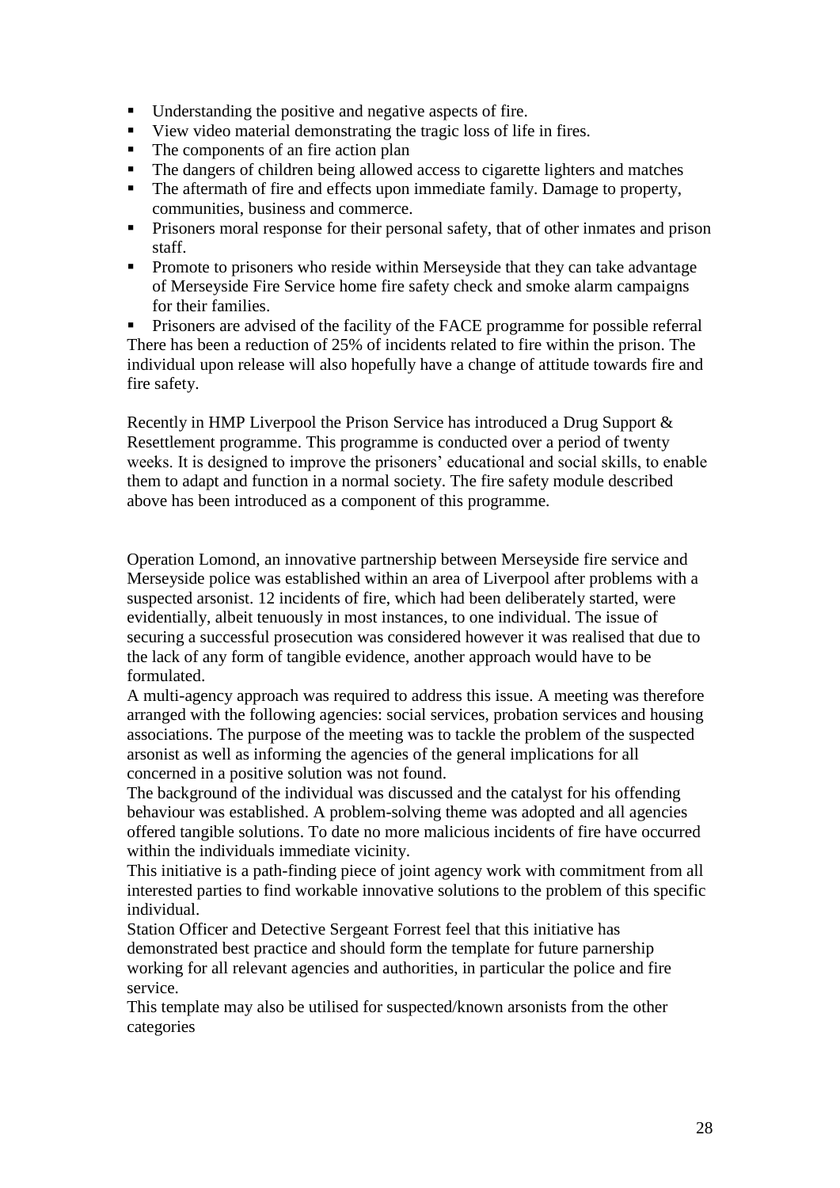- Understanding the positive and negative aspects of fire.
- View video material demonstrating the tragic loss of life in fires.
- The components of an fire action plan
- The dangers of children being allowed access to cigarette lighters and matches
- The aftermath of fire and effects upon immediate family. Damage to property, communities, business and commerce.
- Prisoners moral response for their personal safety, that of other inmates and prison staff.
- Promote to prisoners who reside within Merseyside that they can take advantage of Merseyside Fire Service home fire safety check and smoke alarm campaigns for their families.
- Prisoners are advised of the facility of the FACE programme for possible referral

There has been a reduction of 25% of incidents related to fire within the prison. The individual upon release will also hopefully have a change of attitude towards fire and fire safety.

Recently in HMP Liverpool the Prison Service has introduced a Drug Support & Resettlement programme. This programme is conducted over a period of twenty weeks. It is designed to improve the prisoners' educational and social skills, to enable them to adapt and function in a normal society. The fire safety module described above has been introduced as a component of this programme.

Operation Lomond, an innovative partnership between Merseyside fire service and Merseyside police was established within an area of Liverpool after problems with a suspected arsonist. 12 incidents of fire, which had been deliberately started, were evidentially, albeit tenuously in most instances, to one individual. The issue of securing a successful prosecution was considered however it was realised that due to the lack of any form of tangible evidence, another approach would have to be formulated.

A multi-agency approach was required to address this issue. A meeting was therefore arranged with the following agencies: social services, probation services and housing associations. The purpose of the meeting was to tackle the problem of the suspected arsonist as well as informing the agencies of the general implications for all concerned in a positive solution was not found.

The background of the individual was discussed and the catalyst for his offending behaviour was established. A problem-solving theme was adopted and all agencies offered tangible solutions. To date no more malicious incidents of fire have occurred within the individuals immediate vicinity.

This initiative is a path-finding piece of joint agency work with commitment from all interested parties to find workable innovative solutions to the problem of this specific individual.

Station Officer and Detective Sergeant Forrest feel that this initiative has demonstrated best practice and should form the template for future parnership working for all relevant agencies and authorities, in particular the police and fire service.

This template may also be utilised for suspected/known arsonists from the other categories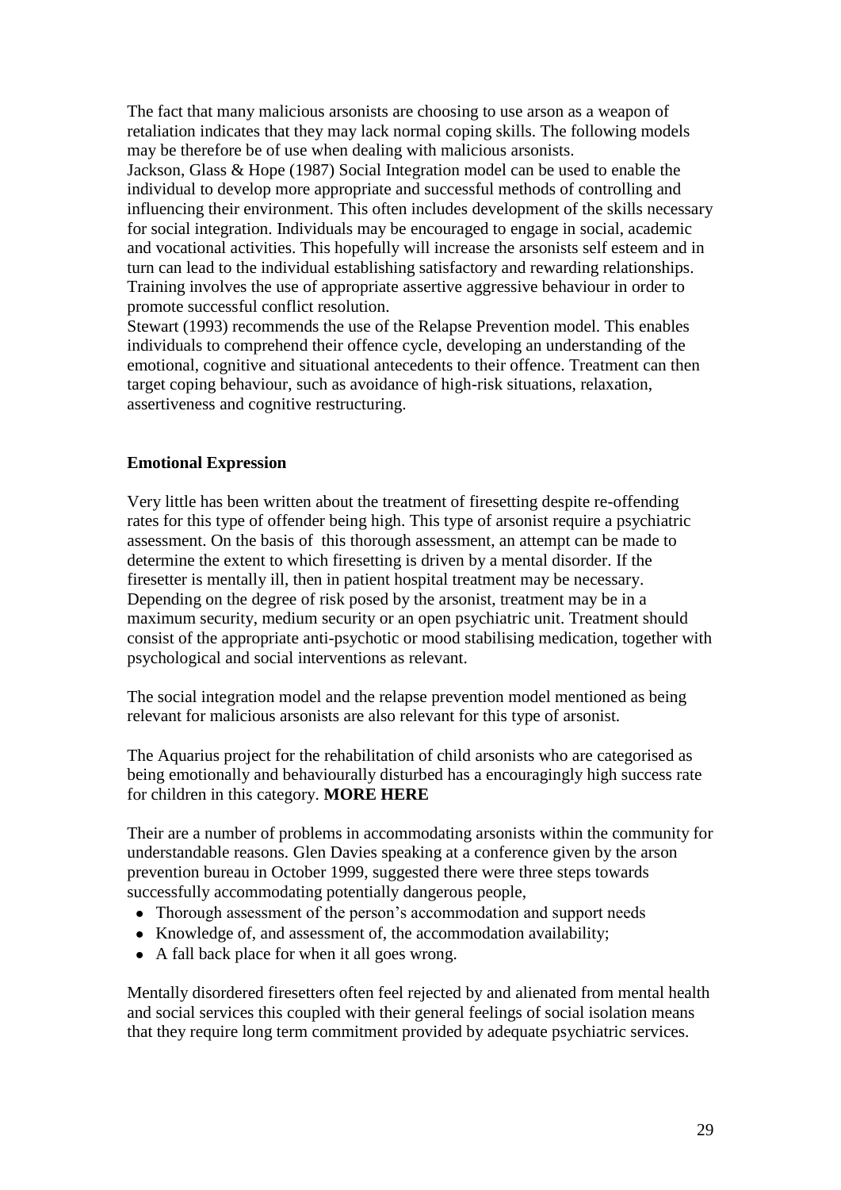The fact that many malicious arsonists are choosing to use arson as a weapon of retaliation indicates that they may lack normal coping skills. The following models may be therefore be of use when dealing with malicious arsonists.
Jackson, Glass & Hope (1987) Social Integration model can be used to enable the individual to develop more appropriate and successful methods of controlling and influencing their environment. This often includes development of the skills necessary for social integration. Individuals may be encouraged to engage in social, academic and vocational activities. This hopefully will increase the arsonists self esteem and in turn can lead to the individual establishing satisfactory and rewarding relationships. Training involves the use of appropriate assertive aggressive behaviour in order to promote successful conflict resolution.
Stewart (1993) recommends the use of the Relapse Prevention model. This enables individuals to comprehend their offence cycle, developing an understanding of the emotional, cognitive and situational antecedents to their offence. Treatment can then target coping behaviour, such as avoidance of high-risk situations, relaxation, assertiveness and cognitive restructuring.

**Emotional Expression**

Very little has been written about the treatment of firesetting despite re-offending rates for this type of offender being high. This type of arsonist require a psychiatric assessment. On the basis of this thorough assessment, an attempt can be made to determine the extent to which firesetting is driven by a mental disorder. If the firesetter is mentally ill, then in patient hospital treatment may be necessary. Depending on the degree of risk posed by the arsonist, treatment may be in a maximum security, medium security or an open psychiatric unit. Treatment should consist of the appropriate anti-psychotic or mood stabilising medication, together with psychological and social interventions as relevant.

The social integration model and the relapse prevention model mentioned as being relevant for malicious arsonists are also relevant for this type of arsonist.

The Aquarius project for the rehabilitation of child arsonists who are categorised as being emotionally and behaviourally disturbed has a encouragingly high success rate for children in this category. **MORE HERE**

Their are a number of problems in accommodating arsonists within the community for understandable reasons. Glen Davies speaking at a conference given by the arson prevention bureau in October 1999, suggested there were three steps towards successfully accommodating potentially dangerous people,

- Thorough assessment of the person's accommodation and support needs
- Knowledge of, and assessment of, the accommodation availability;
- A fall back place for when it all goes wrong.

Mentally disordered firesetters often feel rejected by and alienated from mental health and social services this coupled with their general feelings of social isolation means that they require long term commitment provided by adequate psychiatric services.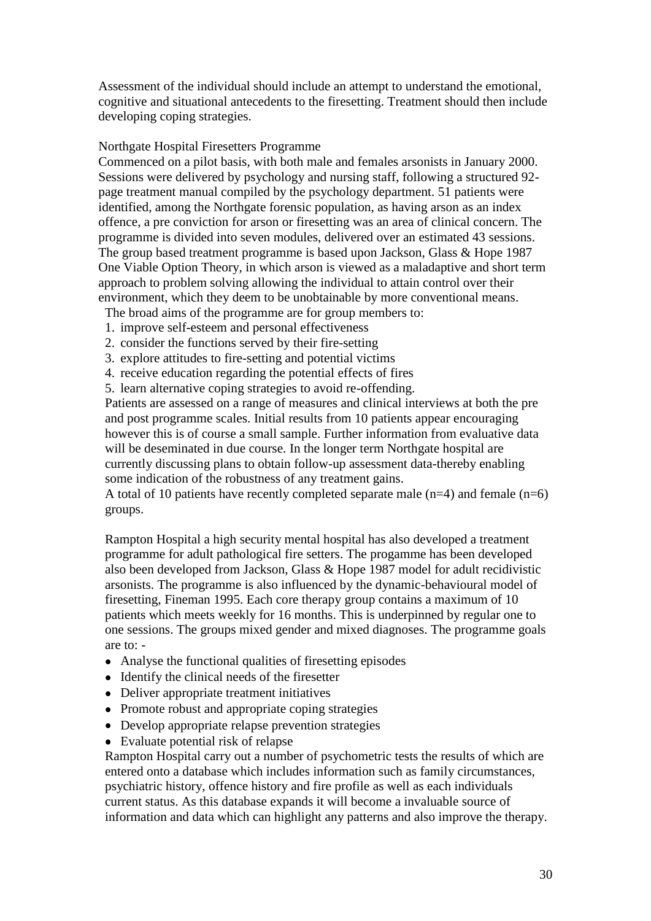Assessment of the individual should include an attempt to understand the emotional, cognitive and situational antecedents to the firesetting. Treatment should then include developing coping strategies.

Northgate Hospital Firesetters Programme

Commenced on a pilot basis, with both male and females arsonists in January 2000. Sessions were delivered by psychology and nursing staff, following a structured 92-page treatment manual compiled by the psychology department. 51 patients were identified, among the Northgate forensic population, as having arson as an index offence, a pre conviction for arson or firesetting was an area of clinical concern. The programme is divided into seven modules, delivered over an estimated 43 sessions. The group based treatment programme is based upon Jackson, Glass & Hope 1987 One Viable Option Theory, in which arson is viewed as a maladaptive and short term approach to problem solving allowing the individual to attain control over their environment, which they deem to be unobtainable by more conventional means.

The broad aims of the programme are for group members to:

1. improve self-esteem and personal effectiveness
2. consider the functions served by their fire-setting
3. explore attitudes to fire-setting and potential victims
4. receive education regarding the potential effects of fires
5. learn alternative coping strategies to avoid re-offending.

Patients are assessed on a range of measures and clinical interviews at both the pre and post programme scales. Initial results from 10 patients appear encouraging however this is of course a small sample. Further information from evaluative data will be deseminated in due course. In the longer term Northgate hospital are currently discussing plans to obtain follow-up assessment data-thereby enabling some indication of the robustness of any treatment gains.

A total of 10 patients have recently completed separate male (n=4) and female (n=6) groups.

Rampton Hospital a high security mental hospital has also developed a treatment programme for adult pathological fire setters. The progamme has been developed also been developed from Jackson, Glass & Hope 1987 model for adult recidivistic arsonists. The programme is also influenced by the dynamic-behavioural model of firesetting, Fineman 1995. Each core therapy group contains a maximum of 10 patients which meets weekly for 16 months. This is underpinned by regular one to one sessions. The groups mixed gender and mixed diagnoses. The programme goals are to: -

- Analyse the functional qualities of firesetting episodes
- Identify the clinical needs of the firesetter
- Deliver appropriate treatment initiatives
- Promote robust and appropriate coping strategies
- Develop appropriate relapse prevention strategies
- Evaluate potential risk of relapse

Rampton Hospital carry out a number of psychometric tests the results of which are entered onto a database which includes information such as family circumstances, psychiatric history, offence history and fire profile as well as each individuals current status. As this database expands it will become a invaluable source of information and data which can highlight any patterns and also improve the therapy.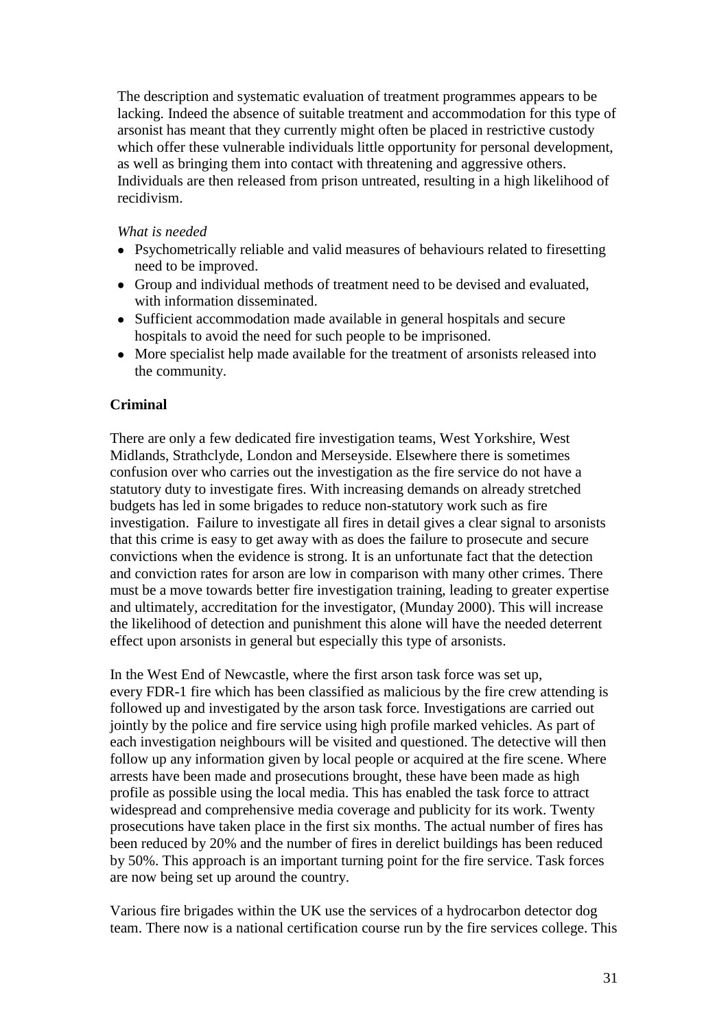The description and systematic evaluation of treatment programmes appears to be lacking. Indeed the absence of suitable treatment and accommodation for this type of arsonist has meant that they currently might often be placed in restrictive custody which offer these vulnerable individuals little opportunity for personal development, as well as bringing them into contact with threatening and aggressive others. Individuals are then released from prison untreated, resulting in a high likelihood of recidivism.

*What is needed*

- Psychometrically reliable and valid measures of behaviours related to firesetting need to be improved.
- Group and individual methods of treatment need to be devised and evaluated, with information disseminated.
- Sufficient accommodation made available in general hospitals and secure hospitals to avoid the need for such people to be imprisoned.
- More specialist help made available for the treatment of arsonists released into the community.

**Criminal**

There are only a few dedicated fire investigation teams, West Yorkshire, West Midlands, Strathclyde, London and Merseyside. Elsewhere there is sometimes confusion over who carries out the investigation as the fire service do not have a statutory duty to investigate fires. With increasing demands on already stretched budgets has led in some brigades to reduce non-statutory work such as fire investigation. Failure to investigate all fires in detail gives a clear signal to arsonists that this crime is easy to get away with as does the failure to prosecute and secure convictions when the evidence is strong. It is an unfortunate fact that the detection and conviction rates for arson are low in comparison with many other crimes. There must be a move towards better fire investigation training, leading to greater expertise and ultimately, accreditation for the investigator, (Munday 2000). This will increase the likelihood of detection and punishment this alone will have the needed deterrent effect upon arsonists in general but especially this type of arsonists.

In the West End of Newcastle, where the first arson task force was set up, every FDR-1 fire which has been classified as malicious by the fire crew attending is followed up and investigated by the arson task force. Investigations are carried out jointly by the police and fire service using high profile marked vehicles. As part of each investigation neighbours will be visited and questioned. The detective will then follow up any information given by local people or acquired at the fire scene. Where arrests have been made and prosecutions brought, these have been made as high profile as possible using the local media. This has enabled the task force to attract widespread and comprehensive media coverage and publicity for its work. Twenty prosecutions have taken place in the first six months. The actual number of fires has been reduced by 20% and the number of fires in derelict buildings has been reduced by 50%. This approach is an important turning point for the fire service. Task forces are now being set up around the country.

Various fire brigades within the UK use the services of a hydrocarbon detector dog team. There now is a national certification course run by the fire services college. This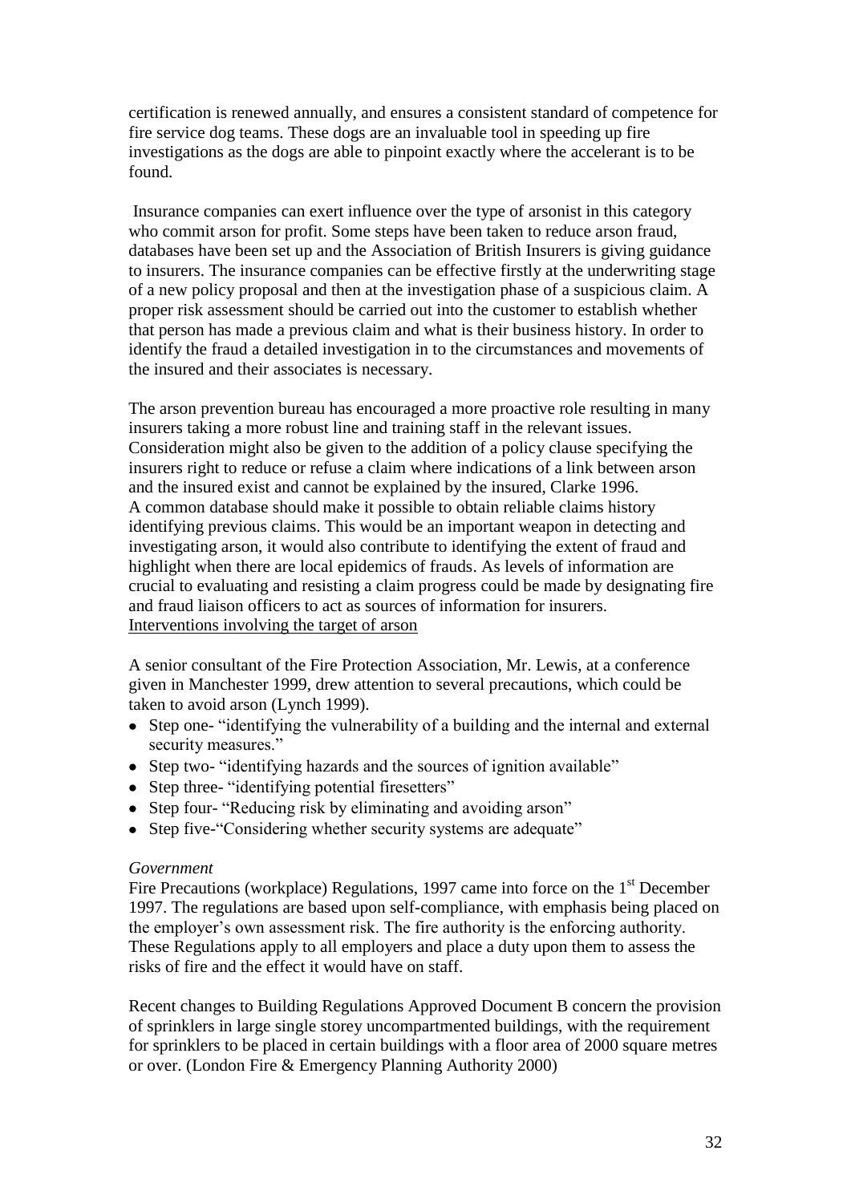certification is renewed annually, and ensures a consistent standard of competence for fire service dog teams. These dogs are an invaluable tool in speeding up fire investigations as the dogs are able to pinpoint exactly where the accelerant is to be found.

Insurance companies can exert influence over the type of arsonist in this category who commit arson for profit. Some steps have been taken to reduce arson fraud, databases have been set up and the Association of British Insurers is giving guidance to insurers. The insurance companies can be effective firstly at the underwriting stage of a new policy proposal and then at the investigation phase of a suspicious claim. A proper risk assessment should be carried out into the customer to establish whether that person has made a previous claim and what is their business history. In order to identify the fraud a detailed investigation in to the circumstances and movements of the insured and their associates is necessary.

The arson prevention bureau has encouraged a more proactive role resulting in many insurers taking a more robust line and training staff in the relevant issues. Consideration might also be given to the addition of a policy clause specifying the insurers right to reduce or refuse a claim where indications of a link between arson and the insured exist and cannot be explained by the insured, Clarke 1996. A common database should make it possible to obtain reliable claims history identifying previous claims. This would be an important weapon in detecting and investigating arson, it would also contribute to identifying the extent of fraud and highlight when there are local epidemics of frauds. As levels of information are crucial to evaluating and resisting a claim progress could be made by designating fire and fraud liaison officers to act as sources of information for insurers.

<u>Interventions involving the target of arson</u>

A senior consultant of the Fire Protection Association, Mr. Lewis, at a conference given in Manchester 1999, drew attention to several precautions, which could be taken to avoid arson (Lynch 1999).

- Step one- "identifying the vulnerability of a building and the internal and external security measures."
- Step two- "identifying hazards and the sources of ignition available"
- Step three- "identifying potential firesetters"
- Step four- "Reducing risk by eliminating and avoiding arson"
- Step five-"Considering whether security systems are adequate"

*Government*

Fire Precautions (workplace) Regulations, 1997 came into force on the 1st December 1997. The regulations are based upon self-compliance, with emphasis being placed on the employer's own assessment risk. The fire authority is the enforcing authority. These Regulations apply to all employers and place a duty upon them to assess the risks of fire and the effect it would have on staff.

Recent changes to Building Regulations Approved Document B concern the provision of sprinklers in large single storey uncompartmented buildings, with the requirement for sprinklers to be placed in certain buildings with a floor area of 2000 square metres or over. (London Fire & Emergency Planning Authority 2000)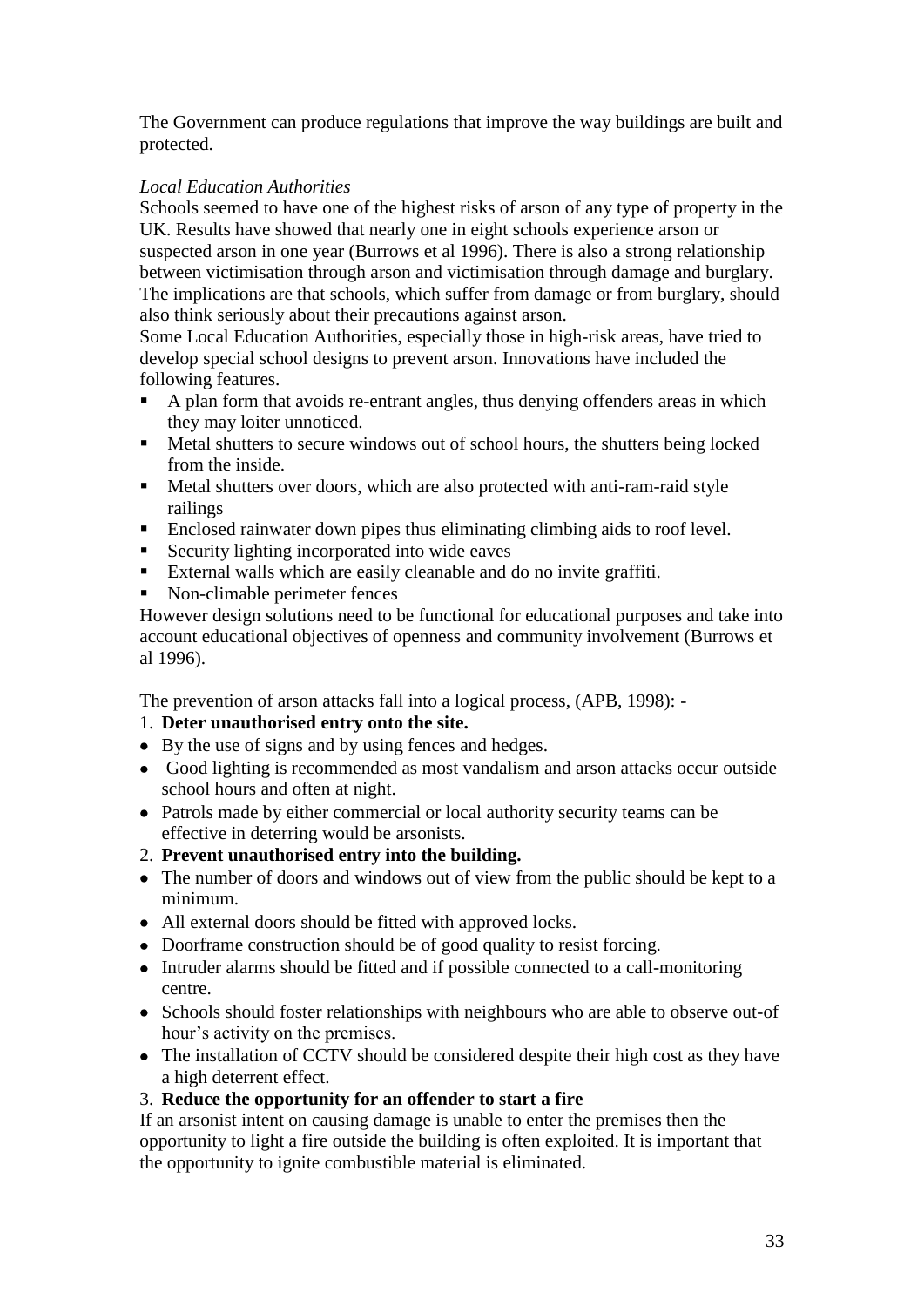The Government can produce regulations that improve the way buildings are built and protected.

*Local Education Authorities*

Schools seemed to have one of the highest risks of arson of any type of property in the UK. Results have showed that nearly one in eight schools experience arson or suspected arson in one year (Burrows et al 1996). There is also a strong relationship between victimisation through arson and victimisation through damage and burglary. The implications are that schools, which suffer from damage or from burglary, should also think seriously about their precautions against arson.

Some Local Education Authorities, especially those in high-risk areas, have tried to develop special school designs to prevent arson. Innovations have included the following features.

- A plan form that avoids re-entrant angles, thus denying offenders areas in which they may loiter unnoticed.
- Metal shutters to secure windows out of school hours, the shutters being locked from the inside.
- Metal shutters over doors, which are also protected with anti-ram-raid style railings
- Enclosed rainwater down pipes thus eliminating climbing aids to roof level.
- Security lighting incorporated into wide eaves
- External walls which are easily cleanable and do no invite graffiti.
- Non-climable perimeter fences

However design solutions need to be functional for educational purposes and take into account educational objectives of openness and community involvement (Burrows et al 1996).

The prevention of arson attacks fall into a logical process, (APB, 1998): -

1. **Deter unauthorised entry onto the site.**

- By the use of signs and by using fences and hedges.
- Good lighting is recommended as most vandalism and arson attacks occur outside school hours and often at night.
- Patrols made by either commercial or local authority security teams can be effective in deterring would be arsonists.

2. **Prevent unauthorised entry into the building.**

- The number of doors and windows out of view from the public should be kept to a minimum.
- All external doors should be fitted with approved locks.
- Doorframe construction should be of good quality to resist forcing.
- Intruder alarms should be fitted and if possible connected to a call-monitoring centre.
- Schools should foster relationships with neighbours who are able to observe out-of hour's activity on the premises.
- The installation of CCTV should be considered despite their high cost as they have a high deterrent effect.

3. **Reduce the opportunity for an offender to start a fire**

If an arsonist intent on causing damage is unable to enter the premises then the opportunity to light a fire outside the building is often exploited. It is important that the opportunity to ignite combustible material is eliminated.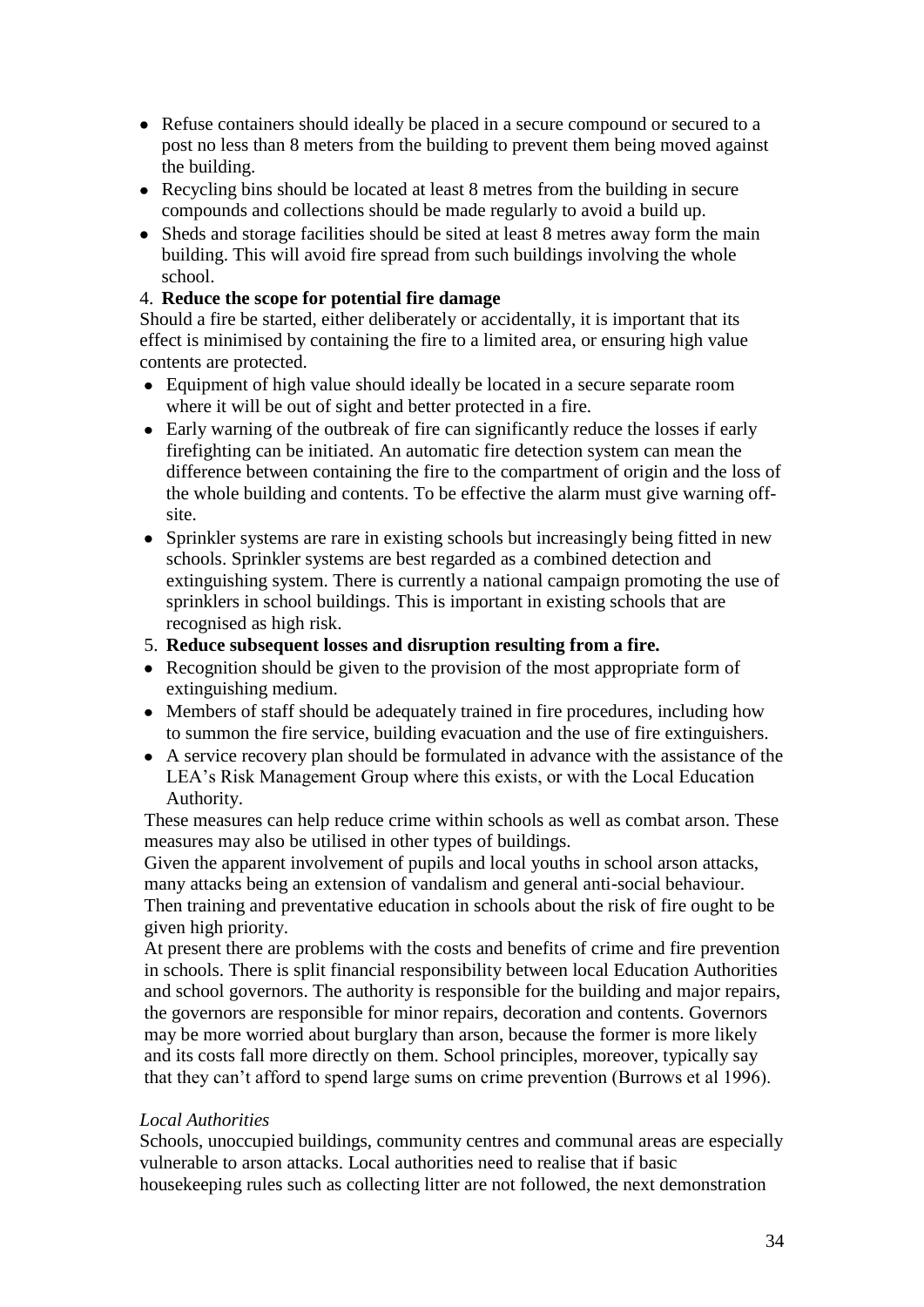- Refuse containers should ideally be placed in a secure compound or secured to a post no less than 8 meters from the building to prevent them being moved against the building.
- Recycling bins should be located at least 8 metres from the building in secure compounds and collections should be made regularly to avoid a build up.
- Sheds and storage facilities should be sited at least 8 metres away form the main building. This will avoid fire spread from such buildings involving the whole school.

4. **Reduce the scope for potential fire damage**

Should a fire be started, either deliberately or accidentally, it is important that its effect is minimised by containing the fire to a limited area, or ensuring high value contents are protected.

- Equipment of high value should ideally be located in a secure separate room where it will be out of sight and better protected in a fire.
- Early warning of the outbreak of fire can significantly reduce the losses if early firefighting can be initiated. An automatic fire detection system can mean the difference between containing the fire to the compartment of origin and the loss of the whole building and contents. To be effective the alarm must give warning off-site.
- Sprinkler systems are rare in existing schools but increasingly being fitted in new schools. Sprinkler systems are best regarded as a combined detection and extinguishing system. There is currently a national campaign promoting the use of sprinklers in school buildings. This is important in existing schools that are recognised as high risk.

5. **Reduce subsequent losses and disruption resulting from a fire.**

- Recognition should be given to the provision of the most appropriate form of extinguishing medium.
- Members of staff should be adequately trained in fire procedures, including how to summon the fire service, building evacuation and the use of fire extinguishers.
- A service recovery plan should be formulated in advance with the assistance of the LEA's Risk Management Group where this exists, or with the Local Education Authority.

These measures can help reduce crime within schools as well as combat arson. These measures may also be utilised in other types of buildings.

Given the apparent involvement of pupils and local youths in school arson attacks, many attacks being an extension of vandalism and general anti-social behaviour. Then training and preventative education in schools about the risk of fire ought to be given high priority.

At present there are problems with the costs and benefits of crime and fire prevention in schools. There is split financial responsibility between local Education Authorities and school governors. The authority is responsible for the building and major repairs, the governors are responsible for minor repairs, decoration and contents. Governors may be more worried about burglary than arson, because the former is more likely and its costs fall more directly on them. School principles, moreover, typically say that they can't afford to spend large sums on crime prevention (Burrows et al 1996).

*Local Authorities*

Schools, unoccupied buildings, community centres and communal areas are especially vulnerable to arson attacks. Local authorities need to realise that if basic housekeeping rules such as collecting litter are not followed, the next demonstration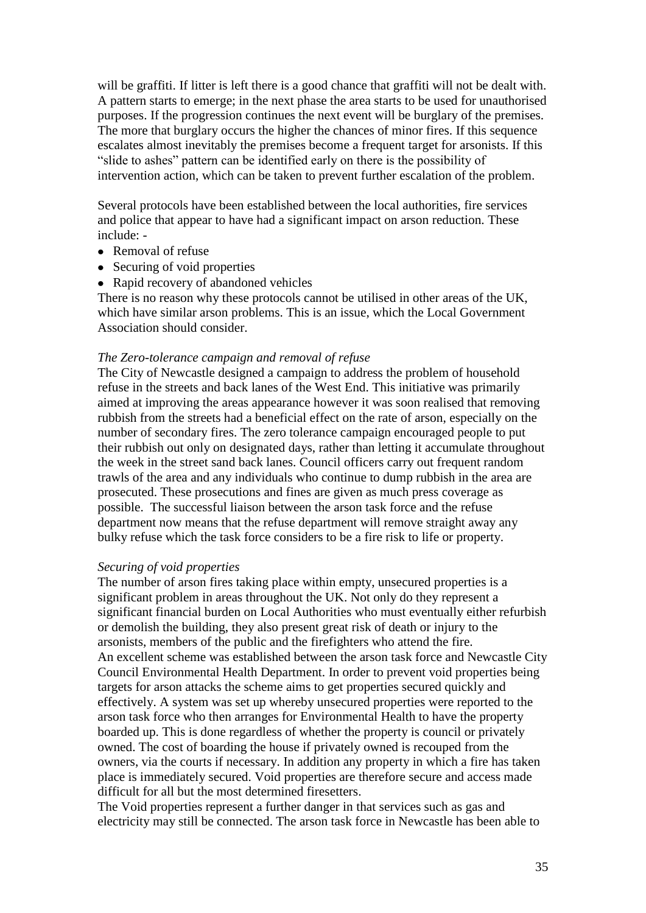will be graffiti. If litter is left there is a good chance that graffiti will not be dealt with. A pattern starts to emerge; in the next phase the area starts to be used for unauthorised purposes. If the progression continues the next event will be burglary of the premises. The more that burglary occurs the higher the chances of minor fires. If this sequence escalates almost inevitably the premises become a frequent target for arsonists. If this "slide to ashes" pattern can be identified early on there is the possibility of intervention action, which can be taken to prevent further escalation of the problem.

Several protocols have been established between the local authorities, fire services and police that appear to have had a significant impact on arson reduction. These include: -

- Removal of refuse
- Securing of void properties
- Rapid recovery of abandoned vehicles

There is no reason why these protocols cannot be utilised in other areas of the UK, which have similar arson problems. This is an issue, which the Local Government Association should consider.

*The Zero-tolerance campaign and removal of refuse*

The City of Newcastle designed a campaign to address the problem of household refuse in the streets and back lanes of the West End. This initiative was primarily aimed at improving the areas appearance however it was soon realised that removing rubbish from the streets had a beneficial effect on the rate of arson, especially on the number of secondary fires. The zero tolerance campaign encouraged people to put their rubbish out only on designated days, rather than letting it accumulate throughout the week in the street sand back lanes. Council officers carry out frequent random trawls of the area and any individuals who continue to dump rubbish in the area are prosecuted. These prosecutions and fines are given as much press coverage as possible. The successful liaison between the arson task force and the refuse department now means that the refuse department will remove straight away any bulky refuse which the task force considers to be a fire risk to life or property.

*Securing of void properties*

The number of arson fires taking place within empty, unsecured properties is a significant problem in areas throughout the UK. Not only do they represent a significant financial burden on Local Authorities who must eventually either refurbish or demolish the building, they also present great risk of death or injury to the arsonists, members of the public and the firefighters who attend the fire.
An excellent scheme was established between the arson task force and Newcastle City Council Environmental Health Department. In order to prevent void properties being targets for arson attacks the scheme aims to get properties secured quickly and effectively. A system was set up whereby unsecured properties were reported to the arson task force who then arranges for Environmental Health to have the property boarded up. This is done regardless of whether the property is council or privately owned. The cost of boarding the house if privately owned is recouped from the owners, via the courts if necessary. In addition any property in which a fire has taken place is immediately secured. Void properties are therefore secure and access made difficult for all but the most determined firesetters.
The Void properties represent a further danger in that services such as gas and electricity may still be connected. The arson task force in Newcastle has been able to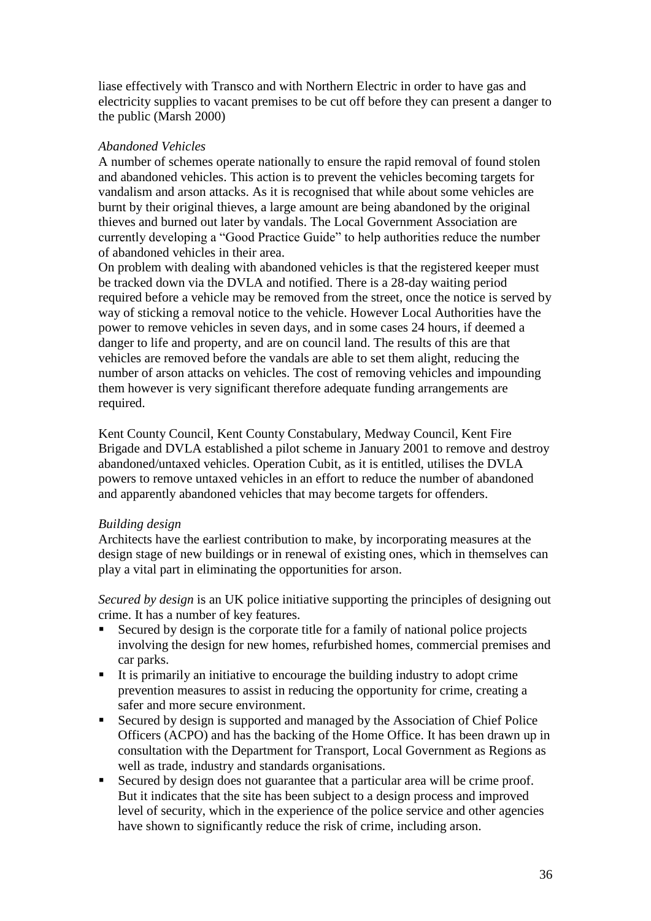liase effectively with Transco and with Northern Electric in order to have gas and electricity supplies to vacant premises to be cut off before they can present a danger to the public (Marsh 2000)

*Abandoned Vehicles*

A number of schemes operate nationally to ensure the rapid removal of found stolen and abandoned vehicles. This action is to prevent the vehicles becoming targets for vandalism and arson attacks. As it is recognised that while about some vehicles are burnt by their original thieves, a large amount are being abandoned by the original thieves and burned out later by vandals. The Local Government Association are currently developing a "Good Practice Guide" to help authorities reduce the number of abandoned vehicles in their area.

On problem with dealing with abandoned vehicles is that the registered keeper must be tracked down via the DVLA and notified. There is a 28-day waiting period required before a vehicle may be removed from the street, once the notice is served by way of sticking a removal notice to the vehicle. However Local Authorities have the power to remove vehicles in seven days, and in some cases 24 hours, if deemed a danger to life and property, and are on council land. The results of this are that vehicles are removed before the vandals are able to set them alight, reducing the number of arson attacks on vehicles. The cost of removing vehicles and impounding them however is very significant therefore adequate funding arrangements are required.

Kent County Council, Kent County Constabulary, Medway Council, Kent Fire Brigade and DVLA established a pilot scheme in January 2001 to remove and destroy abandoned/untaxed vehicles. Operation Cubit, as it is entitled, utilises the DVLA powers to remove untaxed vehicles in an effort to reduce the number of abandoned and apparently abandoned vehicles that may become targets for offenders.

*Building design*

Architects have the earliest contribution to make, by incorporating measures at the design stage of new buildings or in renewal of existing ones, which in themselves can play a vital part in eliminating the opportunities for arson.

*Secured by design* is an UK police initiative supporting the principles of designing out crime. It has a number of key features.

- Secured by design is the corporate title for a family of national police projects involving the design for new homes, refurbished homes, commercial premises and car parks.
- It is primarily an initiative to encourage the building industry to adopt crime prevention measures to assist in reducing the opportunity for crime, creating a safer and more secure environment.
- Secured by design is supported and managed by the Association of Chief Police Officers (ACPO) and has the backing of the Home Office. It has been drawn up in consultation with the Department for Transport, Local Government as Regions as well as trade, industry and standards organisations.
- Secured by design does not guarantee that a particular area will be crime proof. But it indicates that the site has been subject to a design process and improved level of security, which in the experience of the police service and other agencies have shown to significantly reduce the risk of crime, including arson.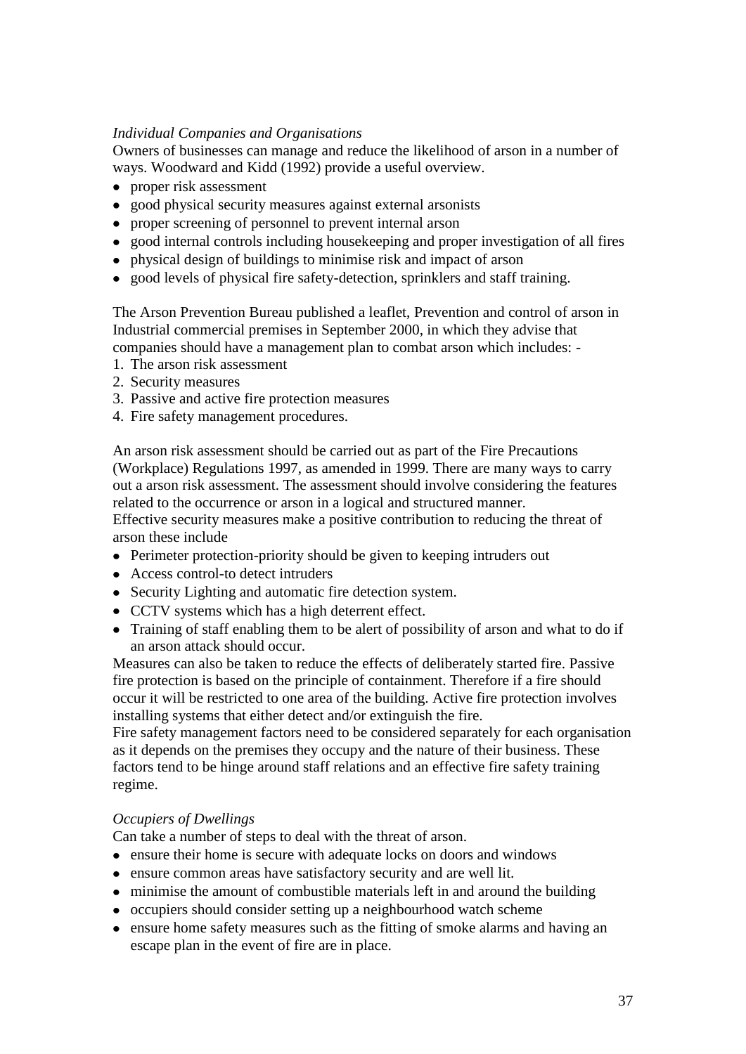*Individual Companies and Organisations*

Owners of businesses can manage and reduce the likelihood of arson in a number of ways. Woodward and Kidd (1992) provide a useful overview.

- proper risk assessment
- good physical security measures against external arsonists
- proper screening of personnel to prevent internal arson
- good internal controls including housekeeping and proper investigation of all fires
- physical design of buildings to minimise risk and impact of arson
- good levels of physical fire safety-detection, sprinklers and staff training.

The Arson Prevention Bureau published a leaflet, Prevention and control of arson in Industrial commercial premises in September 2000, in which they advise that companies should have a management plan to combat arson which includes: -

1. The arson risk assessment
2. Security measures
3. Passive and active fire protection measures
4. Fire safety management procedures.

An arson risk assessment should be carried out as part of the Fire Precautions (Workplace) Regulations 1997, as amended in 1999. There are many ways to carry out a arson risk assessment. The assessment should involve considering the features related to the occurrence or arson in a logical and structured manner.

Effective security measures make a positive contribution to reducing the threat of arson these include

- Perimeter protection-priority should be given to keeping intruders out
- Access control-to detect intruders
- Security Lighting and automatic fire detection system.
- CCTV systems which has a high deterrent effect.
- Training of staff enabling them to be alert of possibility of arson and what to do if an arson attack should occur.

Measures can also be taken to reduce the effects of deliberately started fire. Passive fire protection is based on the principle of containment. Therefore if a fire should occur it will be restricted to one area of the building. Active fire protection involves installing systems that either detect and/or extinguish the fire.

Fire safety management factors need to be considered separately for each organisation as it depends on the premises they occupy and the nature of their business. These factors tend to be hinge around staff relations and an effective fire safety training regime.

*Occupiers of Dwellings*

Can take a number of steps to deal with the threat of arson.

- ensure their home is secure with adequate locks on doors and windows
- ensure common areas have satisfactory security and are well lit.
- minimise the amount of combustible materials left in and around the building
- occupiers should consider setting up a neighbourhood watch scheme
- ensure home safety measures such as the fitting of smoke alarms and having an escape plan in the event of fire are in place.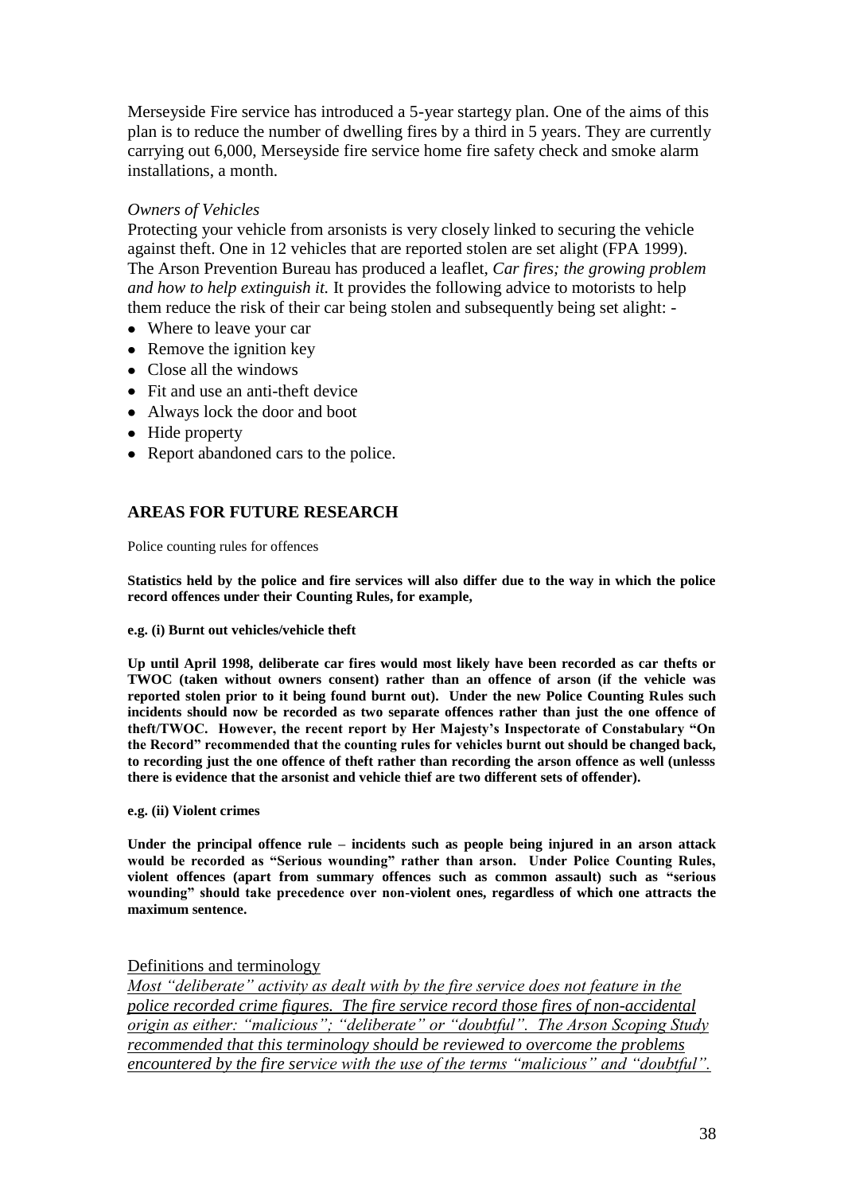Merseyside Fire service has introduced a 5-year startegy plan. One of the aims of this plan is to reduce the number of dwelling fires by a third in 5 years. They are currently carrying out 6,000, Merseyside fire service home fire safety check and smoke alarm installations, a month.

*Owners of Vehicles*

Protecting your vehicle from arsonists is very closely linked to securing the vehicle against theft. One in 12 vehicles that are reported stolen are set alight (FPA 1999). The Arson Prevention Bureau has produced a leaflet, *Car fires; the growing problem and how to help extinguish it.* It provides the following advice to motorists to help them reduce the risk of their car being stolen and subsequently being set alight: -

- Where to leave your car
- Remove the ignition key
- Close all the windows
- Fit and use an anti-theft device
- Always lock the door and boot
- Hide property
- Report abandoned cars to the police.

## AREAS FOR FUTURE RESEARCH

Police counting rules for offences

**Statistics held by the police and fire services will also differ due to the way in which the police record offences under their Counting Rules, for example,**

**e.g. (i) Burnt out vehicles/vehicle theft**

**Up until April 1998, deliberate car fires would most likely have been recorded as car thefts or TWOC (taken without owners consent) rather than an offence of arson (if the vehicle was reported stolen prior to it being found burnt out). Under the new Police Counting Rules such incidents should now be recorded as two separate offences rather than just the one offence of theft/TWOC. However, the recent report by Her Majesty's Inspectorate of Constabulary "On the Record" recommended that the counting rules for vehicles burnt out should be changed back, to recording just the one offence of theft rather than recording the arson offence as well (unlesss there is evidence that the arsonist and vehicle thief are two different sets of offender).**

**e.g. (ii) Violent crimes**

**Under the principal offence rule – incidents such as people being injured in an arson attack would be recorded as "Serious wounding" rather than arson. Under Police Counting Rules, violent offences (apart from summary offences such as common assault) such as "serious wounding" should take precedence over non-violent ones, regardless of which one attracts the maximum sentence.**

Definitions and terminology

*Most "deliberate" activity as dealt with by the fire service does not feature in the police recorded crime figures. The fire service record those fires of non-accidental origin as either: "malicious"; "deliberate" or "doubtful". The Arson Scoping Study recommended that this terminology should be reviewed to overcome the problems encountered by the fire service with the use of the terms "malicious" and "doubtful".*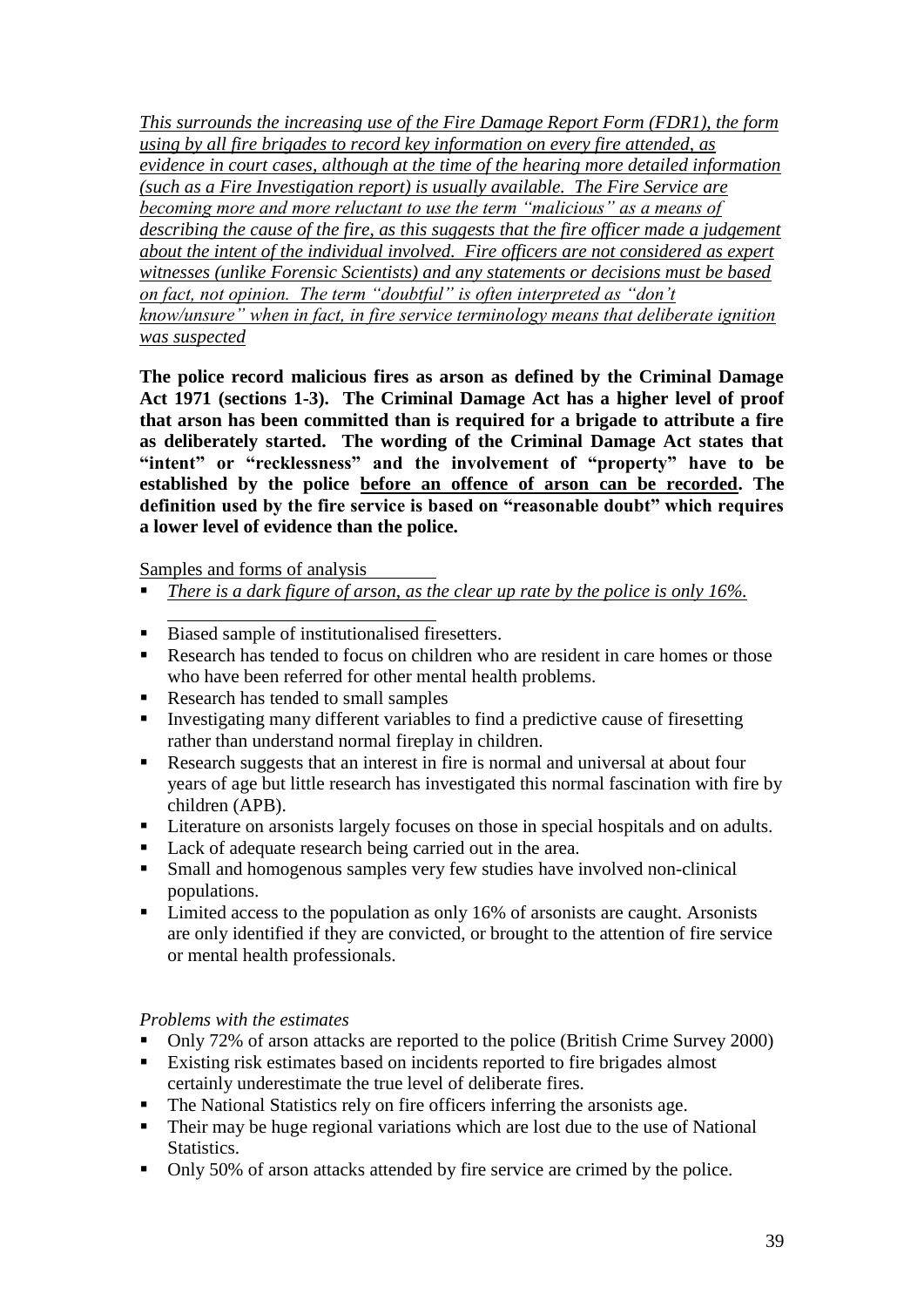*<u>This surrounds the increasing use of the Fire Damage Report Form (FDR1), the form using by all fire brigades to record key information on every fire attended, as evidence in court cases, although at the time of the hearing more detailed information (such as a Fire Investigation report) is usually available. The Fire Service are becoming more and more reluctant to use the term "malicious" as a means of describing the cause of the fire, as this suggests that the fire officer made a judgement about the intent of the individual involved. Fire officers are not considered as expert witnesses (unlike Forensic Scientists) and any statements or decisions must be based on fact, not opinion. The term "doubtful" is often interpreted as "don't know/unsure" when in fact, in fire service terminology means that deliberate ignition was suspected</u>*

**The police record malicious fires as arson as defined by the Criminal Damage Act 1971 (sections 1-3). The Criminal Damage Act has a higher level of proof that arson has been committed than is required for a brigade to attribute a fire as deliberately started. The wording of the Criminal Damage Act states that "intent" or "recklessness" and the involvement of "property" have to be established by the police <u>before an offence of arson can be recorded</u>. The definition used by the fire service is based on "reasonable doubt" which requires a lower level of evidence than the police.**

<u>Samples and forms of analysis</u>

- *<u>There is a dark figure of arson, as the clear up rate by the police is only 16%.</u>*
- Biased sample of institutionalised firesetters.
- Research has tended to focus on children who are resident in care homes or those who have been referred for other mental health problems.
- Research has tended to small samples
- Investigating many different variables to find a predictive cause of firesetting rather than understand normal fireplay in children.
- Research suggests that an interest in fire is normal and universal at about four years of age but little research has investigated this normal fascination with fire by children (APB).
- Literature on arsonists largely focuses on those in special hospitals and on adults.
- Lack of adequate research being carried out in the area.
- Small and homogenous samples very few studies have involved non-clinical populations.
- Limited access to the population as only 16% of arsonists are caught. Arsonists are only identified if they are convicted, or brought to the attention of fire service or mental health professionals.

*Problems with the estimates*

- Only 72% of arson attacks are reported to the police (British Crime Survey 2000)
- Existing risk estimates based on incidents reported to fire brigades almost certainly underestimate the true level of deliberate fires.
- The National Statistics rely on fire officers inferring the arsonists age.
- Their may be huge regional variations which are lost due to the use of National Statistics.
- Only 50% of arson attacks attended by fire service are crimed by the police.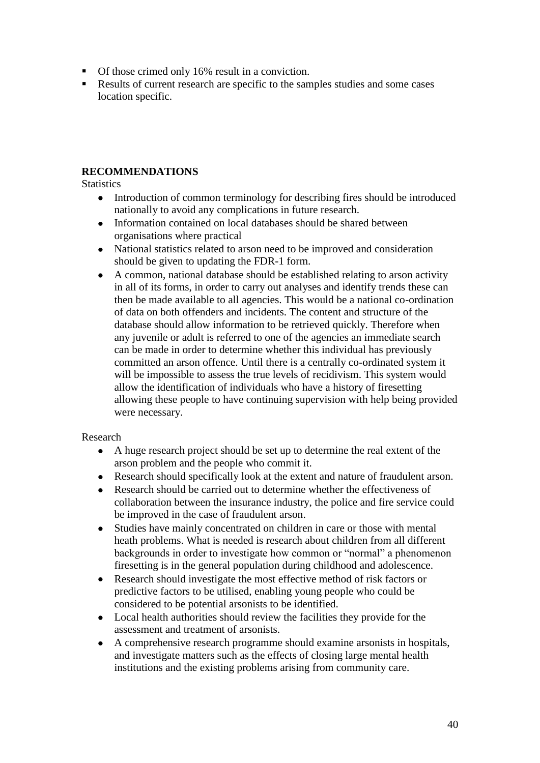- Of those crimed only 16% result in a conviction.
- Results of current research are specific to the samples studies and some cases location specific.

**RECOMMENDATIONS**

Statistics

- Introduction of common terminology for describing fires should be introduced nationally to avoid any complications in future research.
- Information contained on local databases should be shared between organisations where practical
- National statistics related to arson need to be improved and consideration should be given to updating the FDR-1 form.
- A common, national database should be established relating to arson activity in all of its forms, in order to carry out analyses and identify trends these can then be made available to all agencies. This would be a national co-ordination of data on both offenders and incidents. The content and structure of the database should allow information to be retrieved quickly. Therefore when any juvenile or adult is referred to one of the agencies an immediate search can be made in order to determine whether this individual has previously committed an arson offence. Until there is a centrally co-ordinated system it will be impossible to assess the true levels of recidivism. This system would allow the identification of individuals who have a history of firesetting allowing these people to have continuing supervision with help being provided were necessary.

Research

- A huge research project should be set up to determine the real extent of the arson problem and the people who commit it.
- Research should specifically look at the extent and nature of fraudulent arson.
- Research should be carried out to determine whether the effectiveness of collaboration between the insurance industry, the police and fire service could be improved in the case of fraudulent arson.
- Studies have mainly concentrated on children in care or those with mental heath problems. What is needed is research about children from all different backgrounds in order to investigate how common or "normal" a phenomenon firesetting is in the general population during childhood and adolescence.
- Research should investigate the most effective method of risk factors or predictive factors to be utilised, enabling young people who could be considered to be potential arsonists to be identified.
- Local health authorities should review the facilities they provide for the assessment and treatment of arsonists.
- A comprehensive research programme should examine arsonists in hospitals, and investigate matters such as the effects of closing large mental health institutions and the existing problems arising from community care.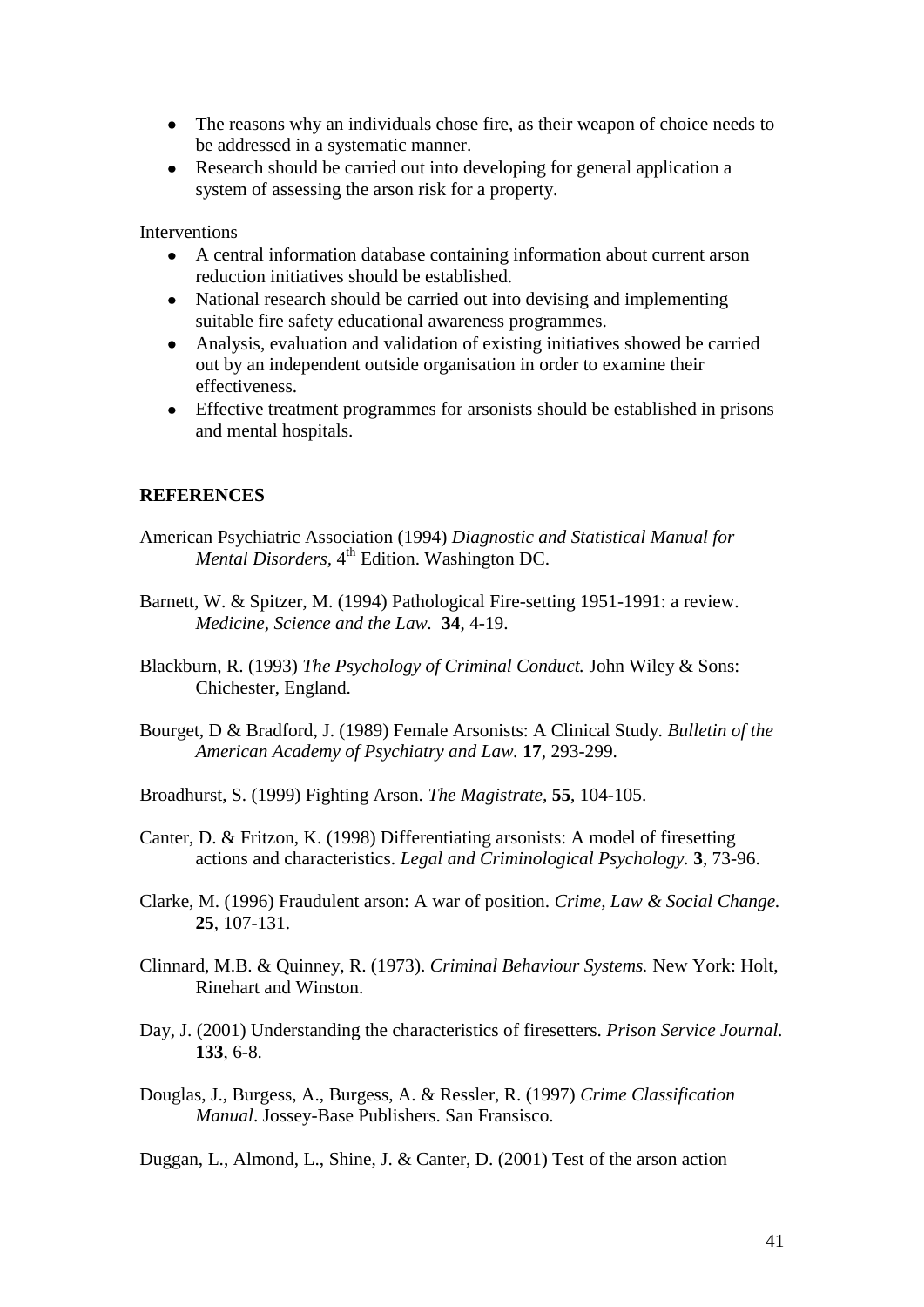- The reasons why an individuals chose fire, as their weapon of choice needs to be addressed in a systematic manner.
- Research should be carried out into developing for general application a system of assessing the arson risk for a property.

Interventions

- A central information database containing information about current arson reduction initiatives should be established.
- National research should be carried out into devising and implementing suitable fire safety educational awareness programmes.
- Analysis, evaluation and validation of existing initiatives showed be carried out by an independent outside organisation in order to examine their effectiveness.
- Effective treatment programmes for arsonists should be established in prisons and mental hospitals.

## REFERENCES

American Psychiatric Association (1994) *Diagnostic and Statistical Manual for Mental Disorders,* 4th Edition. Washington DC.

Barnett, W. & Spitzer, M. (1994) Pathological Fire-setting 1951-1991: a review. *Medicine, Science and the Law.* **34**, 4-19.

Blackburn, R. (1993) *The Psychology of Criminal Conduct.* John Wiley & Sons: Chichester, England.

Bourget, D & Bradford, J. (1989) Female Arsonists: A Clinical Study. *Bulletin of the American Academy of Psychiatry and Law.* **17**, 293-299.

Broadhurst, S. (1999) Fighting Arson. *The Magistrate,* **55**, 104-105.

Canter, D. & Fritzon, K. (1998) Differentiating arsonists: A model of firesetting actions and characteristics. *Legal and Criminological Psychology.* **3**, 73-96.

Clarke, M. (1996) Fraudulent arson: A war of position. *Crime, Law & Social Change.* **25**, 107-131.

Clinnard, M.B. & Quinney, R. (1973). *Criminal Behaviour Systems.* New York: Holt, Rinehart and Winston.

Day, J. (2001) Understanding the characteristics of firesetters. *Prison Service Journal.* **133**, 6-8.

Douglas, J., Burgess, A., Burgess, A. & Ressler, R. (1997) *Crime Classification Manual*. Jossey-Base Publishers. San Fransisco.

Duggan, L., Almond, L., Shine, J. & Canter, D. (2001) Test of the arson action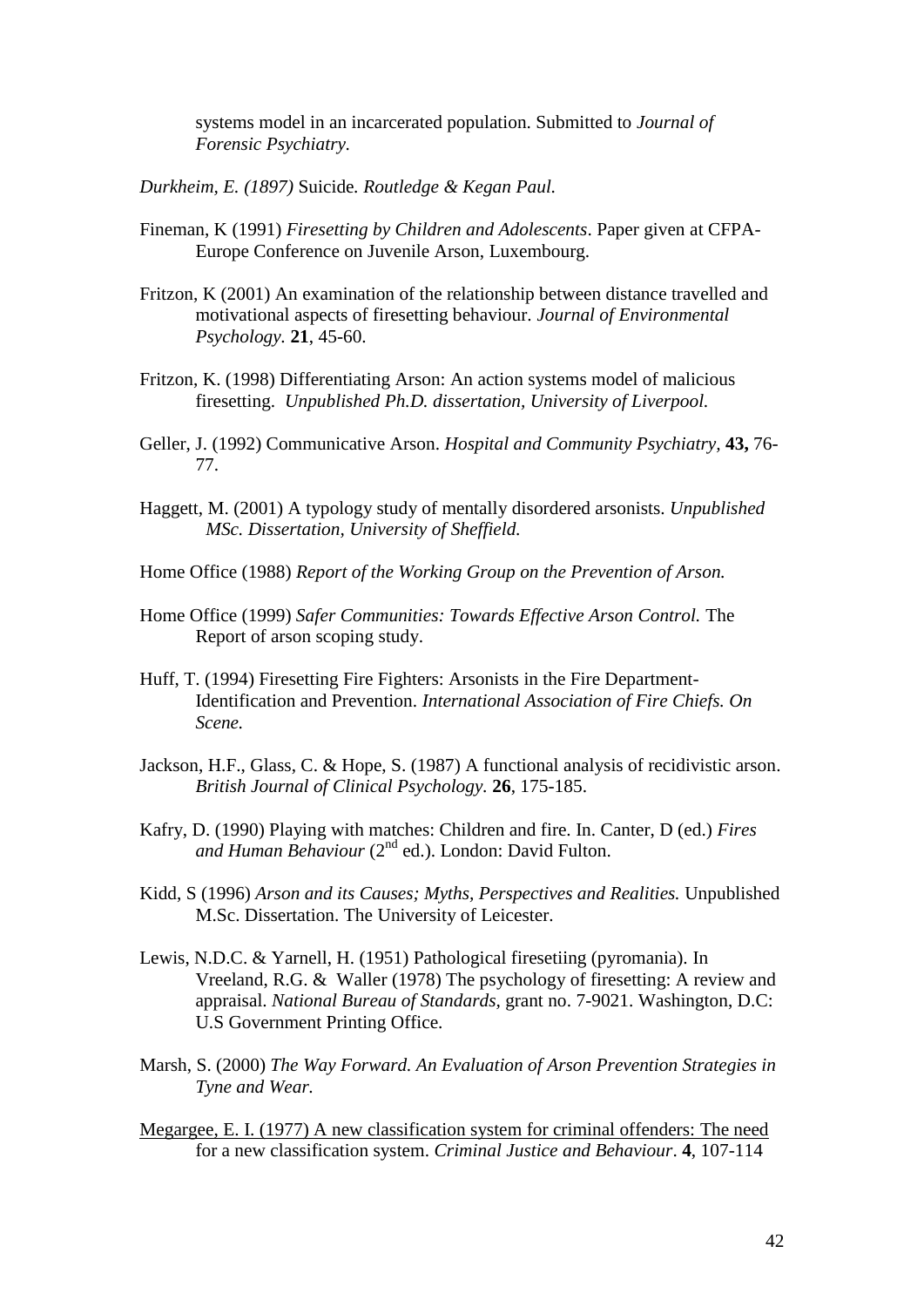systems model in an incarcerated population. Submitted to *Journal of Forensic Psychiatry.*

*Durkheim, E. (1897)* Suicide*. Routledge & Kegan Paul.*

Fineman, K (1991) *Firesetting by Children and Adolescents*. Paper given at CFPA-Europe Conference on Juvenile Arson, Luxembourg.

Fritzon, K (2001) An examination of the relationship between distance travelled and motivational aspects of firesetting behaviour. *Journal of Environmental Psychology.* **21**, 45-60.

Fritzon, K. (1998) Differentiating Arson: An action systems model of malicious firesetting. *Unpublished Ph.D. dissertation, University of Liverpool.*

Geller, J. (1992) Communicative Arson. *Hospital and Community Psychiatry*, **43,** 76-77.

Haggett, M. (2001) A typology study of mentally disordered arsonists. *Unpublished MSc. Dissertation, University of Sheffield.*

Home Office (1988) *Report of the Working Group on the Prevention of Arson.*

Home Office (1999) *Safer Communities: Towards Effective Arson Control.* The Report of arson scoping study.

Huff, T. (1994) Firesetting Fire Fighters: Arsonists in the Fire Department-Identification and Prevention. *International Association of Fire Chiefs. On Scene.*

Jackson, H.F., Glass, C. & Hope, S. (1987) A functional analysis of recidivistic arson. *British Journal of Clinical Psychology*. **26**, 175-185.

Kafry, D. (1990) Playing with matches: Children and fire. In. Canter, D (ed.) *Fires and Human Behaviour* (2nd ed.). London: David Fulton.

Kidd, S (1996) *Arson and its Causes; Myths, Perspectives and Realities.* Unpublished M.Sc. Dissertation. The University of Leicester.

Lewis, N.D.C. & Yarnell, H. (1951) Pathological firesetiing (pyromania). In Vreeland, R.G. & Waller (1978) The psychology of firesetting: A review and appraisal. *National Bureau of Standards*, grant no. 7-9021. Washington, D.C: U.S Government Printing Office.

Marsh, S. (2000) *The Way Forward. An Evaluation of Arson Prevention Strategies in Tyne and Wear.*

Megargee, E. I. (1977) A new classification system for criminal offenders: The need for a new classification system. *Criminal Justice and Behaviour*. **4**, 107-114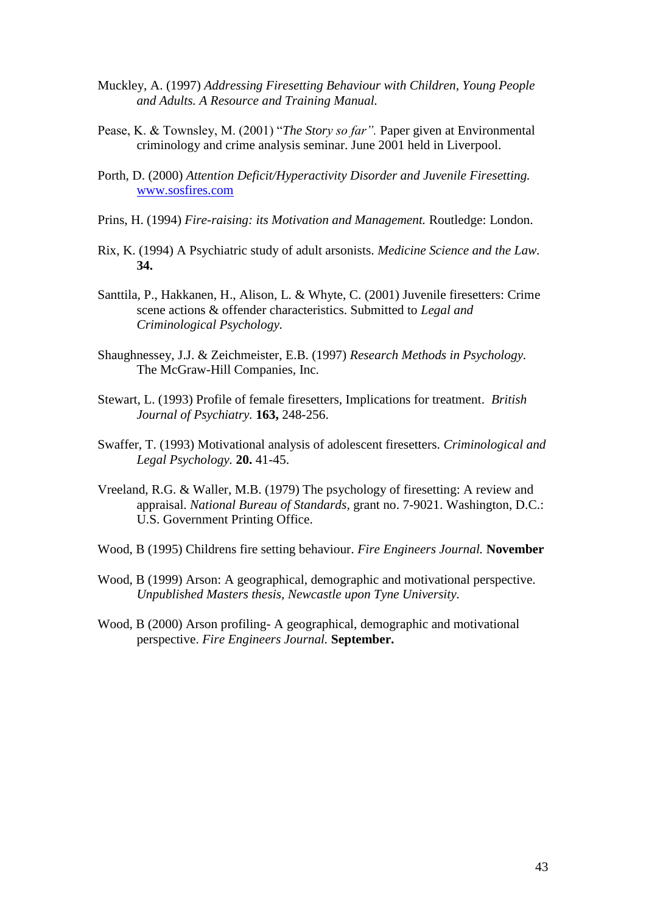Muckley, A. (1997) *Addressing Firesetting Behaviour with Children, Young People and Adults. A Resource and Training Manual.*

Pease, K. & Townsley, M. (2001) "*The Story so far".* Paper given at Environmental criminology and crime analysis seminar. June 2001 held in Liverpool.

Porth, D. (2000) *Attention Deficit/Hyperactivity Disorder and Juvenile Firesetting.* www.sosfires.com

Prins, H. (1994) *Fire-raising: its Motivation and Management.* Routledge: London.

Rix, K. (1994) A Psychiatric study of adult arsonists. *Medicine Science and the Law*. **34.**

Santtila, P., Hakkanen, H., Alison, L. & Whyte, C. (2001) Juvenile firesetters: Crime scene actions & offender characteristics. Submitted to *Legal and Criminological Psychology.*

Shaughnessey, J.J. & Zeichmeister, E.B. (1997) *Research Methods in Psychology.* The McGraw-Hill Companies, Inc.

Stewart, L. (1993) Profile of female firesetters, Implications for treatment. *British Journal of Psychiatry.* **163,** 248-256.

Swaffer, T. (1993) Motivational analysis of adolescent firesetters. *Criminological and Legal Psychology.* **20.** 41-45.

Vreeland, R.G. & Waller, M.B. (1979) The psychology of firesetting: A review and appraisal. *National Bureau of Standards*, grant no. 7-9021. Washington, D.C.: U.S. Government Printing Office.

Wood, B (1995) Childrens fire setting behaviour. *Fire Engineers Journal.* **November**

Wood, B (1999) Arson: A geographical, demographic and motivational perspective. *Unpublished Masters thesis, Newcastle upon Tyne University.*

Wood, B (2000) Arson profiling- A geographical, demographic and motivational perspective. *Fire Engineers Journal.* **September.**